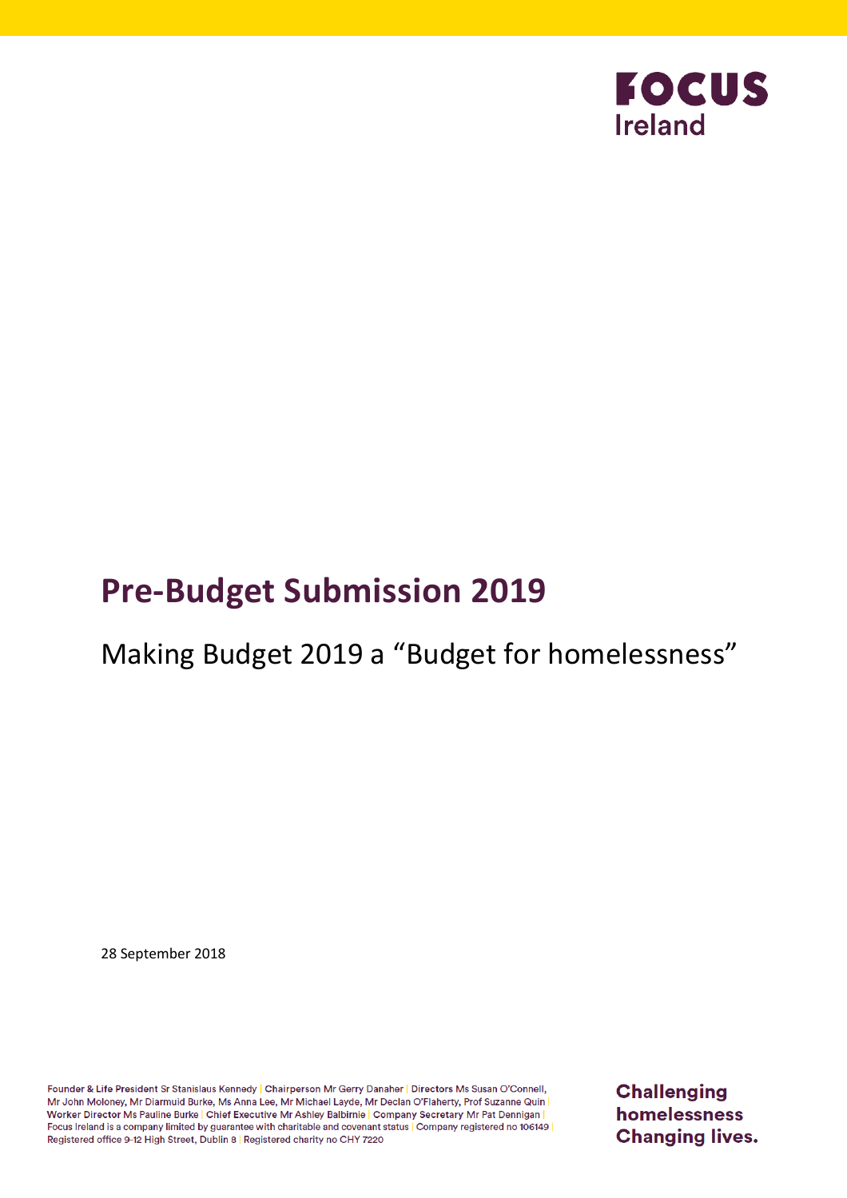FOCUS Ireland

# Pre-Budget Submission 2019

## Making Budget 2019 a "Budget for homelessness"

28 September 2018

**Founder & Life President** Sr Stanislaus Kennedy | **Chairperson** Mr Gerry Danaher | **Directors** Ms Susan O'Connell, Mr John Moloney, Mr Diarmuid Burke, Ms Anna Lee, Mr Michael Layde, Mr Declan O'Flaherty, Prof Suzanne Quin | **Worker Director** Ms Pauline Burke | **Chief Executive** Mr Ashley Balbirnie | **Company Secretary** Mr Pat Dennigan | Focus Ireland is a company limited by guarantee with charitable and covenant status | Company registered no 106149 | Registered office 9-12 High Street, Dublin 8 | Registered charity no CHY 7220

**Challenging homelessness Changing lives.**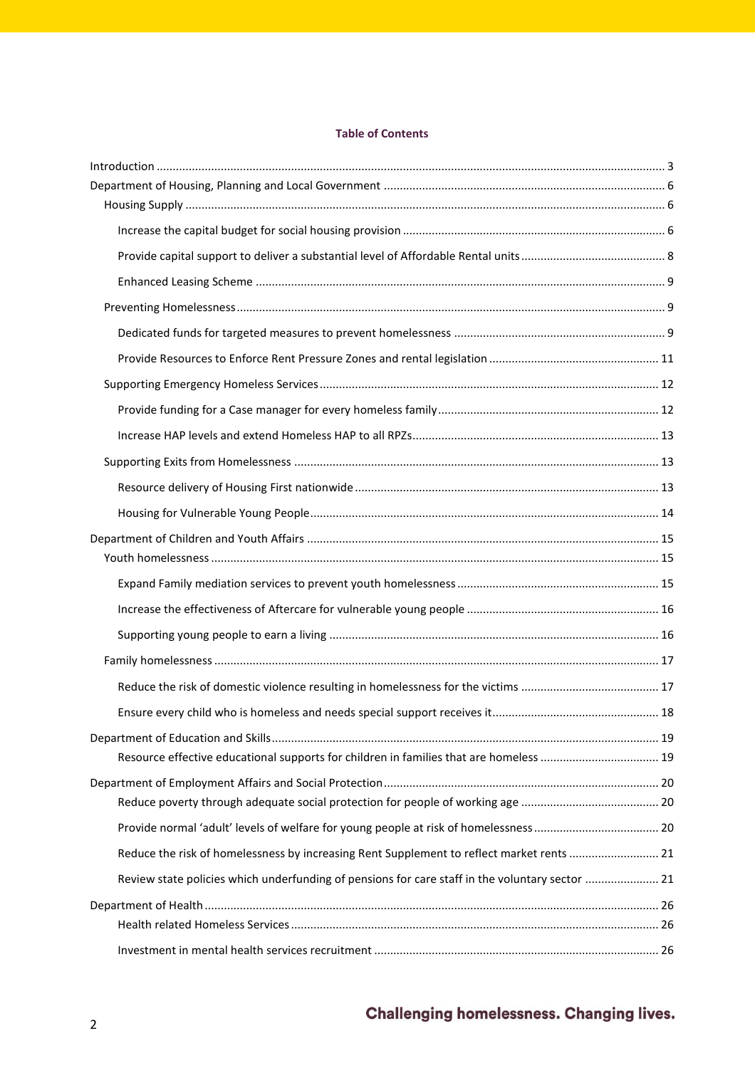**Table of Contents**

- Introduction ..... 3
- Department of Housing, Planning and Local Government ..... 6
  - Housing Supply ..... 6
    - Increase the capital budget for social housing provision ..... 6
    - Provide capital support to deliver a substantial level of Affordable Rental units ..... 8
    - Enhanced Leasing Scheme ..... 9
  - Preventing Homelessness ..... 9
    - Dedicated funds for targeted measures to prevent homelessness ..... 9
    - Provide Resources to Enforce Rent Pressure Zones and rental legislation ..... 11
  - Supporting Emergency Homeless Services ..... 12
    - Provide funding for a Case manager for every homeless family ..... 12
    - Increase HAP levels and extend Homeless HAP to all RPZs ..... 13
  - Supporting Exits from Homelessness ..... 13
    - Resource delivery of Housing First nationwide ..... 13
    - Housing for Vulnerable Young People ..... 14
- Department of Children and Youth Affairs ..... 15
  - Youth homelessness ..... 15
    - Expand Family mediation services to prevent youth homelessness ..... 15
    - Increase the effectiveness of Aftercare for vulnerable young people ..... 16
    - Supporting young people to earn a living ..... 16
  - Family homelessness ..... 17
    - Reduce the risk of domestic violence resulting in homelessness for the victims ..... 17
    - Ensure every child who is homeless and needs special support receives it ..... 18
- Department of Education and Skills ..... 19
    - Resource effective educational supports for children in families that are homeless ..... 19
- Department of Employment Affairs and Social Protection ..... 20
    - Reduce poverty through adequate social protection for people of working age ..... 20
    - Provide normal 'adult' levels of welfare for young people at risk of homelessness ..... 20
    - Reduce the risk of homelessness by increasing Rent Supplement to reflect market rents ..... 21
    - Review state policies which underfunding of pensions for care staff in the voluntary sector ..... 21
- Department of Health ..... 26
    - Health related Homeless Services ..... 26
    - Investment in mental health services recruitment ..... 26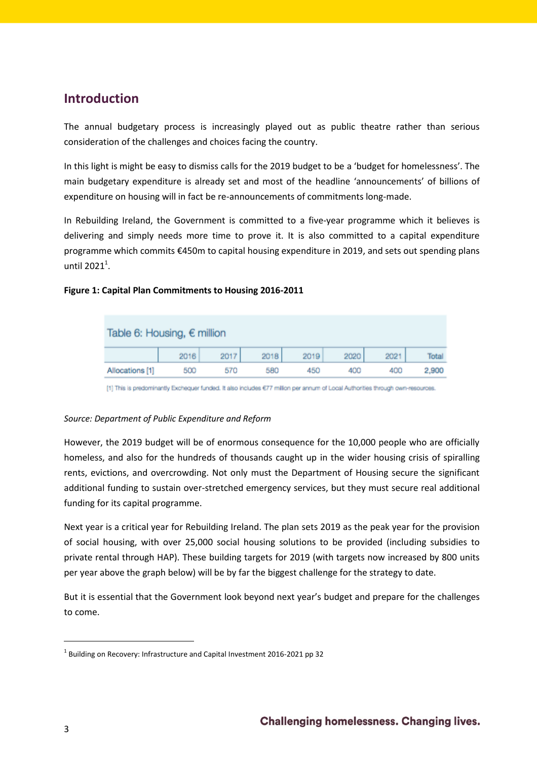## Introduction

The annual budgetary process is increasingly played out as public theatre rather than serious consideration of the challenges and choices facing the country.

In this light is might be easy to dismiss calls for the 2019 budget to be a 'budget for homelessness'. The main budgetary expenditure is already set and most of the headline 'announcements' of billions of expenditure on housing will in fact be re-announcements of commitments long-made.

In Rebuilding Ireland, the Government is committed to a five-year programme which it believes is delivering and simply needs more time to prove it. It is also committed to a capital expenditure programme which commits €450m to capital housing expenditure in 2019, and sets out spending plans until 2021[1].

**Figure 1: Capital Plan Commitments to Housing 2016-2011**

Table 6: Housing, € million

| | 2016 | 2017 | 2018 | 2019 | 2020 | 2021 | Total |
|---|---|---|---|---|---|---|---|
| Allocations [1] | 500 | 570 | 580 | 450 | 400 | 400 | 2,900 |

[1] This is predominantly Exchequer funded. It also includes €77 million per annum of Local Authorities through own-resources.

*Source: Department of Public Expenditure and Reform*

However, the 2019 budget will be of enormous consequence for the 10,000 people who are officially homeless, and also for the hundreds of thousands caught up in the wider housing crisis of spiralling rents, evictions, and overcrowding. Not only must the Department of Housing secure the significant additional funding to sustain over-stretched emergency services, but they must secure real additional funding for its capital programme.

Next year is a critical year for Rebuilding Ireland. The plan sets 2019 as the peak year for the provision of social housing, with over 25,000 social housing solutions to be provided (including subsidies to private rental through HAP). These building targets for 2019 (with targets now increased by 800 units per year above the graph below) will be by far the biggest challenge for the strategy to date.

But it is essential that the Government look beyond next year's budget and prepare for the challenges to come.

---

[1] Building on Recovery: Infrastructure and Capital Investment 2016-2021 pp 32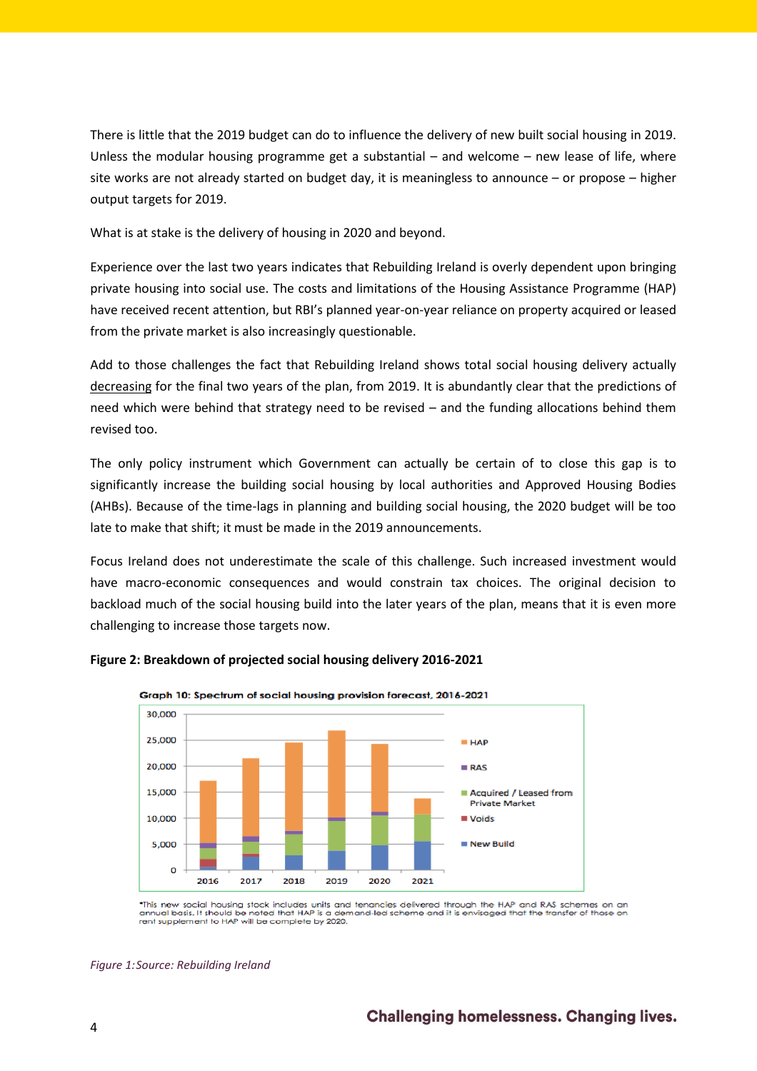There is little that the 2019 budget can do to influence the delivery of new built social housing in 2019. Unless the modular housing programme get a substantial – and welcome – new lease of life, where site works are not already started on budget day, it is meaningless to announce – or propose – higher output targets for 2019.

What is at stake is the delivery of housing in 2020 and beyond.

Experience over the last two years indicates that Rebuilding Ireland is overly dependent upon bringing private housing into social use. The costs and limitations of the Housing Assistance Programme (HAP) have received recent attention, but RBI's planned year-on-year reliance on property acquired or leased from the private market is also increasingly questionable.

Add to those challenges the fact that Rebuilding Ireland shows total social housing delivery actually decreasing for the final two years of the plan, from 2019. It is abundantly clear that the predictions of need which were behind that strategy need to be revised – and the funding allocations behind them revised too.

The only policy instrument which Government can actually be certain of to close this gap is to significantly increase the building social housing by local authorities and Approved Housing Bodies (AHBs). Because of the time-lags in planning and building social housing, the 2020 budget will be too late to make that shift; it must be made in the 2019 announcements.

Focus Ireland does not underestimate the scale of this challenge. Such increased investment would have macro-economic consequences and would constrain tax choices. The original decision to backload much of the social housing build into the later years of the plan, means that it is even more challenging to increase those targets now.

**Figure 2: Breakdown of projected social housing delivery 2016-2021**

**Graph 10: Spectrum of social housing provision forecast, 2016-2021**

*This new social housing stock includes units and tenancies delivered through the HAP and RAS schemes on an annual basis. It should be noted that HAP is a demand-led scheme and it is envisaged that the transfer of those on rent supplement to HAP will be complete by 2020.

*Figure 1: Source: Rebuilding Ireland*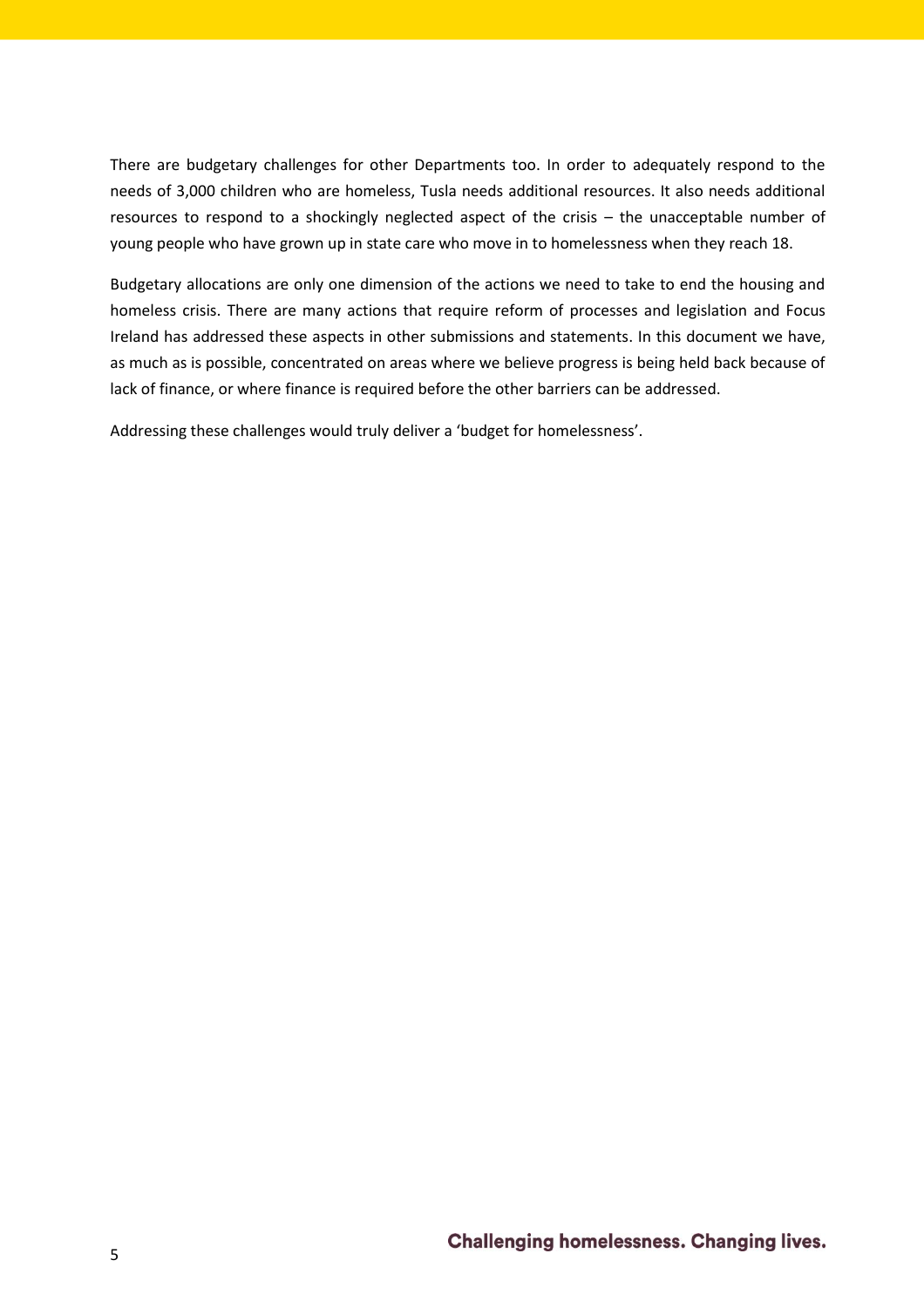There are budgetary challenges for other Departments too. In order to adequately respond to the needs of 3,000 children who are homeless, Tusla needs additional resources. It also needs additional resources to respond to a shockingly neglected aspect of the crisis – the unacceptable number of young people who have grown up in state care who move in to homelessness when they reach 18.

Budgetary allocations are only one dimension of the actions we need to take to end the housing and homeless crisis. There are many actions that require reform of processes and legislation and Focus Ireland has addressed these aspects in other submissions and statements. In this document we have, as much as is possible, concentrated on areas where we believe progress is being held back because of lack of finance, or where finance is required before the other barriers can be addressed.

Addressing these challenges would truly deliver a 'budget for homelessness'.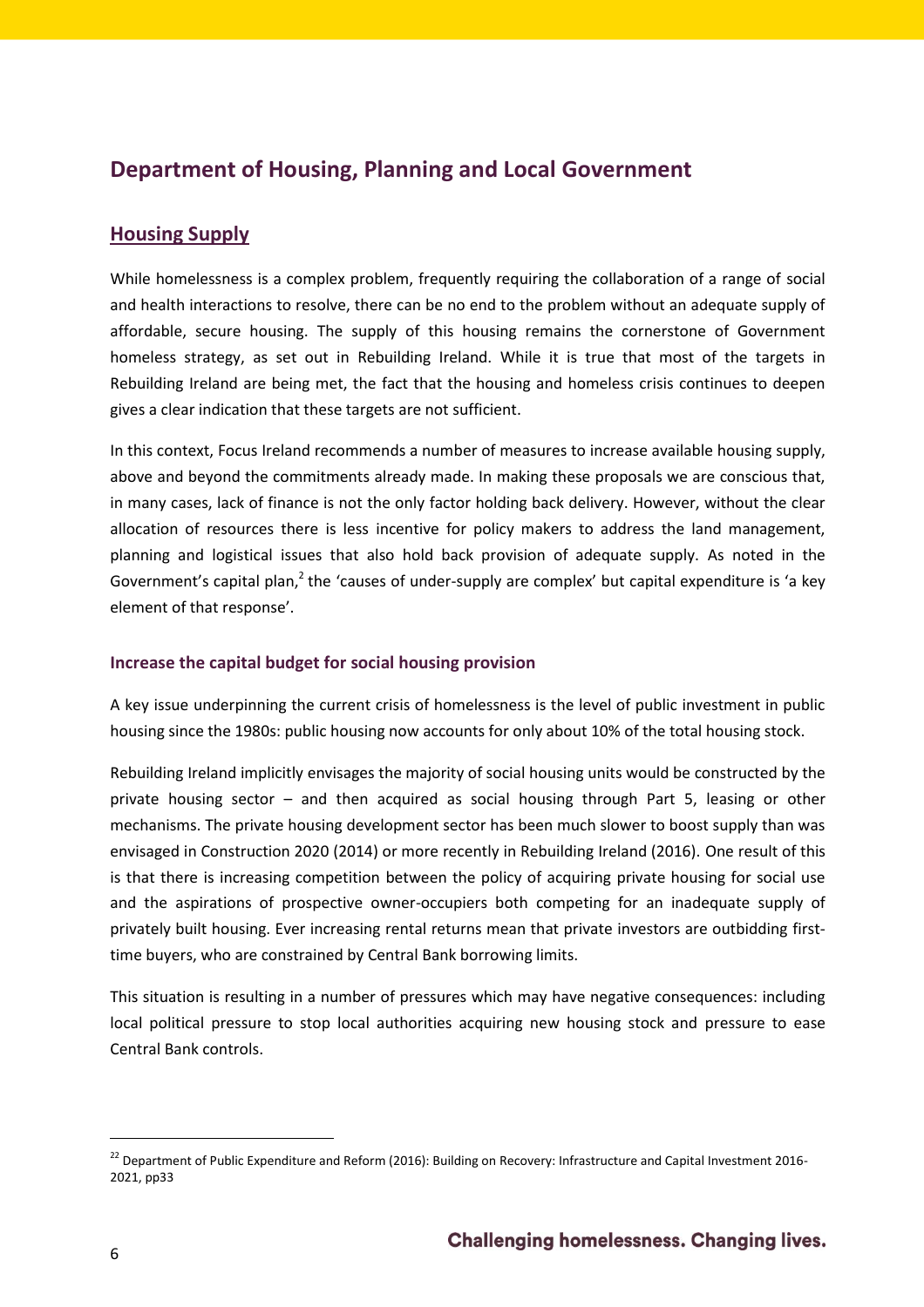## Department of Housing, Planning and Local Government

### Housing Supply

While homelessness is a complex problem, frequently requiring the collaboration of a range of social and health interactions to resolve, there can be no end to the problem without an adequate supply of affordable, secure housing. The supply of this housing remains the cornerstone of Government homeless strategy, as set out in Rebuilding Ireland. While it is true that most of the targets in Rebuilding Ireland are being met, the fact that the housing and homeless crisis continues to deepen gives a clear indication that these targets are not sufficient.

In this context, Focus Ireland recommends a number of measures to increase available housing supply, above and beyond the commitments already made. In making these proposals we are conscious that, in many cases, lack of finance is not the only factor holding back delivery. However, without the clear allocation of resources there is less incentive for policy makers to address the land management, planning and logistical issues that also hold back provision of adequate supply. As noted in the Government's capital plan,[2] the 'causes of under-supply are complex' but capital expenditure is 'a key element of that response'.

#### Increase the capital budget for social housing provision

A key issue underpinning the current crisis of homelessness is the level of public investment in public housing since the 1980s: public housing now accounts for only about 10% of the total housing stock.

Rebuilding Ireland implicitly envisages the majority of social housing units would be constructed by the private housing sector – and then acquired as social housing through Part 5, leasing or other mechanisms. The private housing development sector has been much slower to boost supply than was envisaged in Construction 2020 (2014) or more recently in Rebuilding Ireland (2016). One result of this is that there is increasing competition between the policy of acquiring private housing for social use and the aspirations of prospective owner-occupiers both competing for an inadequate supply of privately built housing. Ever increasing rental returns mean that private investors are outbidding first-time buyers, who are constrained by Central Bank borrowing limits.

This situation is resulting in a number of pressures which may have negative consequences: including local political pressure to stop local authorities acquiring new housing stock and pressure to ease Central Bank controls.

---

[22] Department of Public Expenditure and Reform (2016): Building on Recovery: Infrastructure and Capital Investment 2016-2021, pp33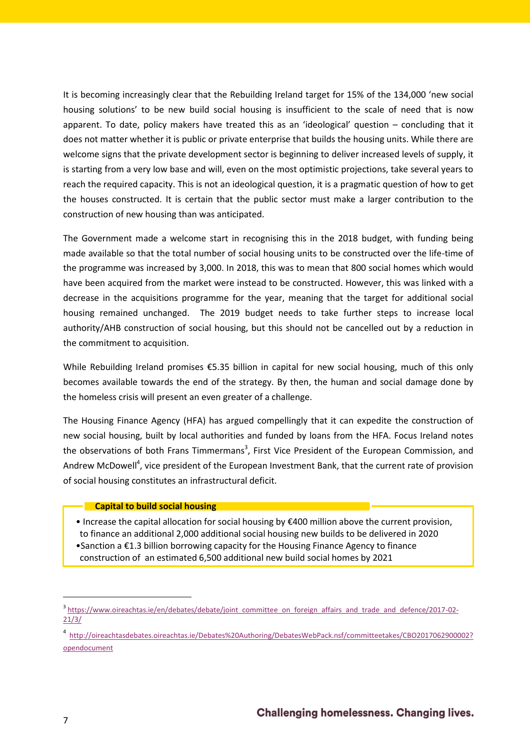It is becoming increasingly clear that the Rebuilding Ireland target for 15% of the 134,000 'new social housing solutions' to be new build social housing is insufficient to the scale of need that is now apparent. To date, policy makers have treated this as an 'ideological' question – concluding that it does not matter whether it is public or private enterprise that builds the housing units. While there are welcome signs that the private development sector is beginning to deliver increased levels of supply, it is starting from a very low base and will, even on the most optimistic projections, take several years to reach the required capacity. This is not an ideological question, it is a pragmatic question of how to get the houses constructed. It is certain that the public sector must make a larger contribution to the construction of new housing than was anticipated.

The Government made a welcome start in recognising this in the 2018 budget, with funding being made available so that the total number of social housing units to be constructed over the life-time of the programme was increased by 3,000. In 2018, this was to mean that 800 social homes which would have been acquired from the market were instead to be constructed. However, this was linked with a decrease in the acquisitions programme for the year, meaning that the target for additional social housing remained unchanged. The 2019 budget needs to take further steps to increase local authority/AHB construction of social housing, but this should not be cancelled out by a reduction in the commitment to acquisition.

While Rebuilding Ireland promises €5.35 billion in capital for new social housing, much of this only becomes available towards the end of the strategy. By then, the human and social damage done by the homeless crisis will present an even greater of a challenge.

The Housing Finance Agency (HFA) has argued compellingly that it can expedite the construction of new social housing, built by local authorities and funded by loans from the HFA. Focus Ireland notes the observations of both Frans Timmermans[3], First Vice President of the European Commission, and Andrew McDowell[4], vice president of the European Investment Bank, that the current rate of provision of social housing constitutes an infrastructural deficit.

**Capital to build social housing**

- Increase the capital allocation for social housing by €400 million above the current provision, to finance an additional 2,000 additional social housing new builds to be delivered in 2020
- Sanction a €1.3 billion borrowing capacity for the Housing Finance Agency to finance construction of an estimated 6,500 additional new build social homes by 2021

---

[3] https://www.oireachtas.ie/en/debates/debate/joint_committee_on_foreign_affairs_and_trade_and_defence/2017-02-21/3/

[4] http://oireachtasdebates.oireachtas.ie/Debates%20Authoring/DebatesWebPack.nsf/committeetakes/CBO2017062900002?opendocument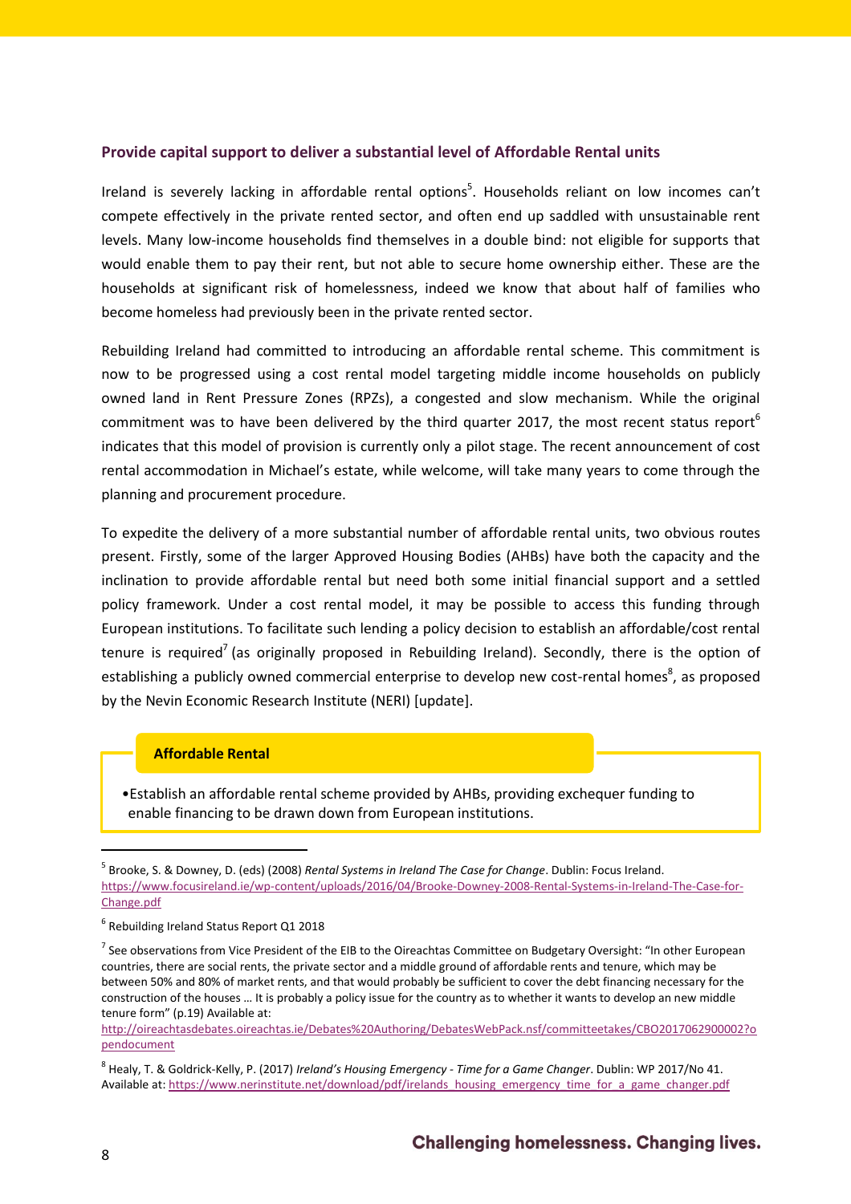## Provide capital support to deliver a substantial level of Affordable Rental units

Ireland is severely lacking in affordable rental options[5]. Households reliant on low incomes can't compete effectively in the private rented sector, and often end up saddled with unsustainable rent levels. Many low-income households find themselves in a double bind: not eligible for supports that would enable them to pay their rent, but not able to secure home ownership either. These are the households at significant risk of homelessness, indeed we know that about half of families who become homeless had previously been in the private rented sector.

Rebuilding Ireland had committed to introducing an affordable rental scheme. This commitment is now to be progressed using a cost rental model targeting middle income households on publicly owned land in Rent Pressure Zones (RPZs), a congested and slow mechanism. While the original commitment was to have been delivered by the third quarter 2017, the most recent status report[6] indicates that this model of provision is currently only a pilot stage. The recent announcement of cost rental accommodation in Michael's estate, while welcome, will take many years to come through the planning and procurement procedure.

To expedite the delivery of a more substantial number of affordable rental units, two obvious routes present. Firstly, some of the larger Approved Housing Bodies (AHBs) have both the capacity and the inclination to provide affordable rental but need both some initial financial support and a settled policy framework. Under a cost rental model, it may be possible to access this funding through European institutions. To facilitate such lending a policy decision to establish an affordable/cost rental tenure is required[7] (as originally proposed in Rebuilding Ireland). Secondly, there is the option of establishing a publicly owned commercial enterprise to develop new cost-rental homes[8], as proposed by the Nevin Economic Research Institute (NERI) [update].

**Affordable Rental**

- Establish an affordable rental scheme provided by AHBs, providing exchequer funding to enable financing to be drawn down from European institutions.

---

[5] Brooke, S. & Downey, D. (eds) (2008) *Rental Systems in Ireland The Case for Change*. Dublin: Focus Ireland. https://www.focusireland.ie/wp-content/uploads/2016/04/Brooke-Downey-2008-Rental-Systems-in-Ireland-The-Case-for-Change.pdf

[6] Rebuilding Ireland Status Report Q1 2018

[7] See observations from Vice President of the EIB to the Oireachtas Committee on Budgetary Oversight: "In other European countries, there are social rents, the private sector and a middle ground of affordable rents and tenure, which may be between 50% and 80% of market rents, and that would probably be sufficient to cover the debt financing necessary for the construction of the houses … It is probably a policy issue for the country as to whether it wants to develop an new middle tenure form" (p.19) Available at: http://oireachtasdebates.oireachtas.ie/Debates%20Authoring/DebatesWebPack.nsf/committeetakes/CBO2017062900002?opendocument

[8] Healy, T. & Goldrick-Kelly, P. (2017) *Ireland's Housing Emergency - Time for a Game Changer*. Dublin: WP 2017/No 41. Available at: https://www.nerinstitute.net/download/pdf/irelands_housing_emergency_time_for_a_game_changer.pdf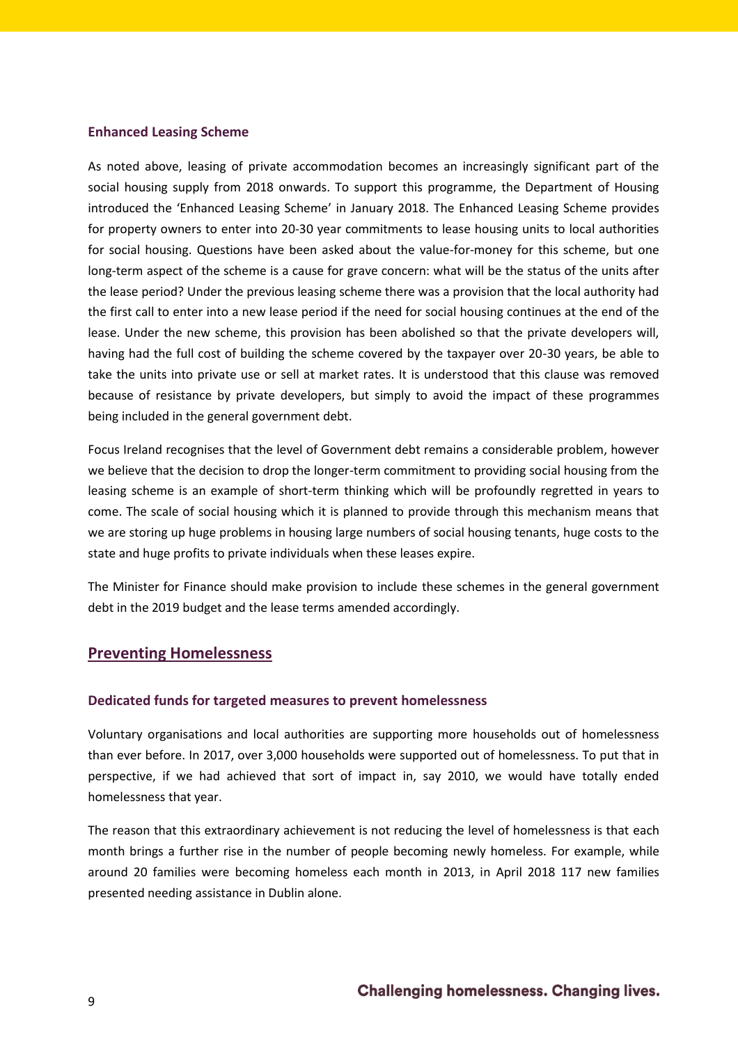### Enhanced Leasing Scheme

As noted above, leasing of private accommodation becomes an increasingly significant part of the social housing supply from 2018 onwards. To support this programme, the Department of Housing introduced the 'Enhanced Leasing Scheme' in January 2018. The Enhanced Leasing Scheme provides for property owners to enter into 20-30 year commitments to lease housing units to local authorities for social housing. Questions have been asked about the value-for-money for this scheme, but one long-term aspect of the scheme is a cause for grave concern: what will be the status of the units after the lease period? Under the previous leasing scheme there was a provision that the local authority had the first call to enter into a new lease period if the need for social housing continues at the end of the lease. Under the new scheme, this provision has been abolished so that the private developers will, having had the full cost of building the scheme covered by the taxpayer over 20-30 years, be able to take the units into private use or sell at market rates. It is understood that this clause was removed because of resistance by private developers, but simply to avoid the impact of these programmes being included in the general government debt.

Focus Ireland recognises that the level of Government debt remains a considerable problem, however we believe that the decision to drop the longer-term commitment to providing social housing from the leasing scheme is an example of short-term thinking which will be profoundly regretted in years to come. The scale of social housing which it is planned to provide through this mechanism means that we are storing up huge problems in housing large numbers of social housing tenants, huge costs to the state and huge profits to private individuals when these leases expire.

The Minister for Finance should make provision to include these schemes in the general government debt in the 2019 budget and the lease terms amended accordingly.

## Preventing Homelessness

### Dedicated funds for targeted measures to prevent homelessness

Voluntary organisations and local authorities are supporting more households out of homelessness than ever before. In 2017, over 3,000 households were supported out of homelessness. To put that in perspective, if we had achieved that sort of impact in, say 2010, we would have totally ended homelessness that year.

The reason that this extraordinary achievement is not reducing the level of homelessness is that each month brings a further rise in the number of people becoming newly homeless. For example, while around 20 families were becoming homeless each month in 2013, in April 2018 117 new families presented needing assistance in Dublin alone.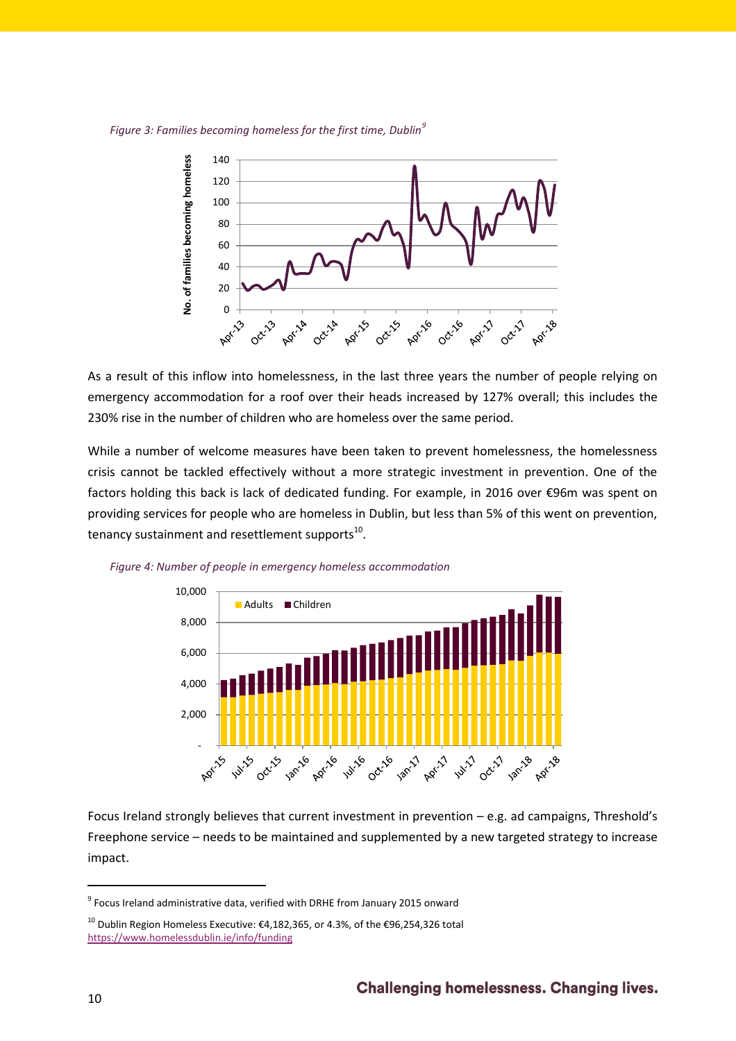*Figure 3: Families becoming homeless for the first time, Dublin*[9]

As a result of this inflow into homelessness, in the last three years the number of people relying on emergency accommodation for a roof over their heads increased by 127% overall; this includes the 230% rise in the number of children who are homeless over the same period.

While a number of welcome measures have been taken to prevent homelessness, the homelessness crisis cannot be tackled effectively without a more strategic investment in prevention. One of the factors holding this back is lack of dedicated funding. For example, in 2016 over €96m was spent on providing services for people who are homeless in Dublin, but less than 5% of this went on prevention, tenancy sustainment and resettlement supports[10].

*Figure 4: Number of people in emergency homeless accommodation*

Focus Ireland strongly believes that current investment in prevention – e.g. ad campaigns, Threshold's Freephone service – needs to be maintained and supplemented by a new targeted strategy to increase impact.

---

[9] Focus Ireland administrative data, verified with DRHE from January 2015 onward

[10] Dublin Region Homeless Executive: €4,182,365, or 4.3%, of the €96,254,326 total https://www.homelessdublin.ie/info/funding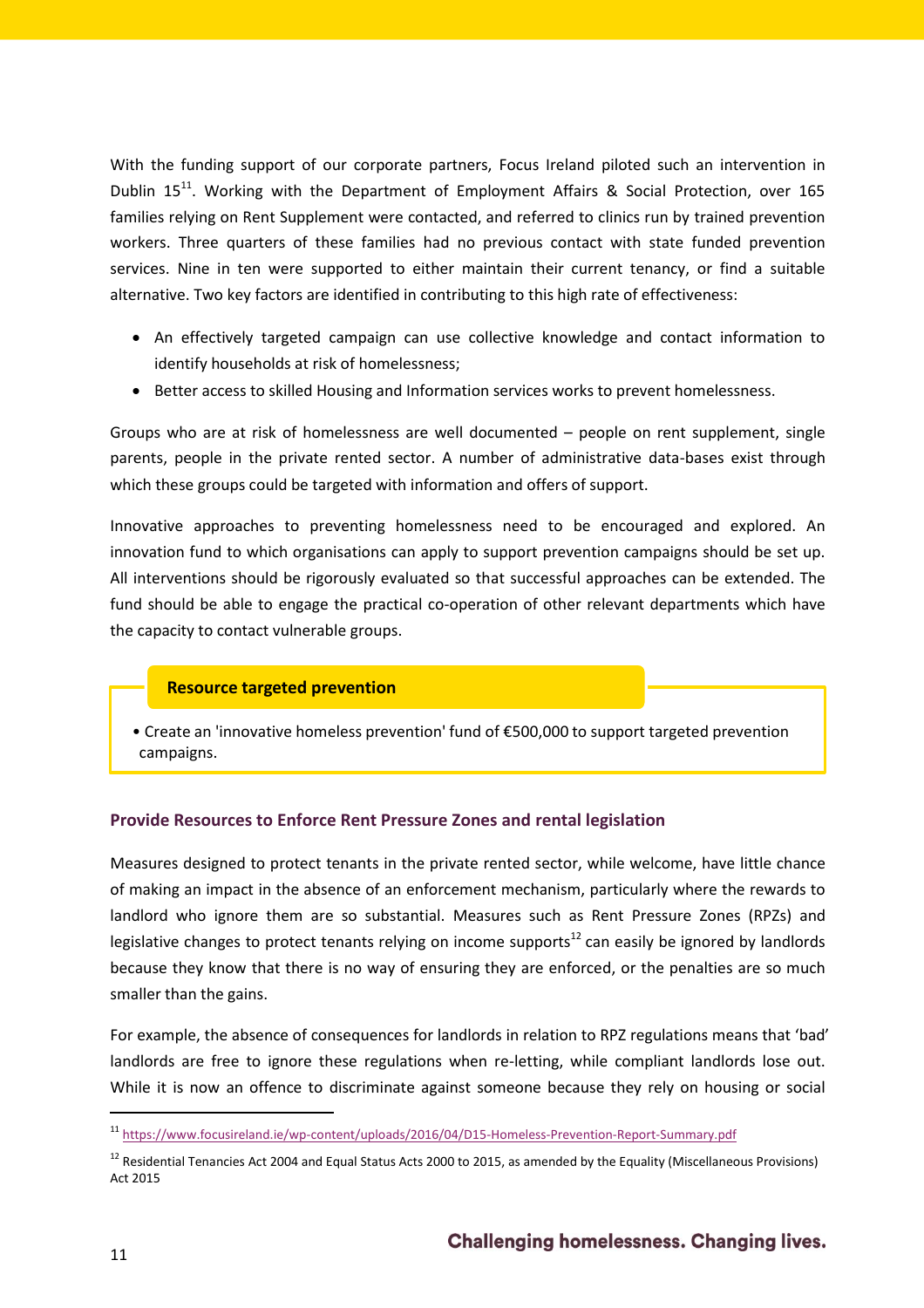With the funding support of our corporate partners, Focus Ireland piloted such an intervention in Dublin 15[11]. Working with the Department of Employment Affairs & Social Protection, over 165 families relying on Rent Supplement were contacted, and referred to clinics run by trained prevention workers. Three quarters of these families had no previous contact with state funded prevention services. Nine in ten were supported to either maintain their current tenancy, or find a suitable alternative. Two key factors are identified in contributing to this high rate of effectiveness:

- An effectively targeted campaign can use collective knowledge and contact information to identify households at risk of homelessness;
- Better access to skilled Housing and Information services works to prevent homelessness.

Groups who are at risk of homelessness are well documented – people on rent supplement, single parents, people in the private rented sector. A number of administrative data-bases exist through which these groups could be targeted with information and offers of support.

Innovative approaches to preventing homelessness need to be encouraged and explored. An innovation fund to which organisations can apply to support prevention campaigns should be set up. All interventions should be rigorously evaluated so that successful approaches can be extended. The fund should be able to engage the practical co-operation of other relevant departments which have the capacity to contact vulnerable groups.

**Resource targeted prevention**

- Create an 'innovative homeless prevention' fund of €500,000 to support targeted prevention campaigns.

### Provide Resources to Enforce Rent Pressure Zones and rental legislation

Measures designed to protect tenants in the private rented sector, while welcome, have little chance of making an impact in the absence of an enforcement mechanism, particularly where the rewards to landlord who ignore them are so substantial. Measures such as Rent Pressure Zones (RPZs) and legislative changes to protect tenants relying on income supports[12] can easily be ignored by landlords because they know that there is no way of ensuring they are enforced, or the penalties are so much smaller than the gains.

For example, the absence of consequences for landlords in relation to RPZ regulations means that 'bad' landlords are free to ignore these regulations when re-letting, while compliant landlords lose out. While it is now an offence to discriminate against someone because they rely on housing or social

---

[11] https://www.focusireland.ie/wp-content/uploads/2016/04/D15-Homeless-Prevention-Report-Summary.pdf

[12] Residential Tenancies Act 2004 and Equal Status Acts 2000 to 2015, as amended by the Equality (Miscellaneous Provisions) Act 2015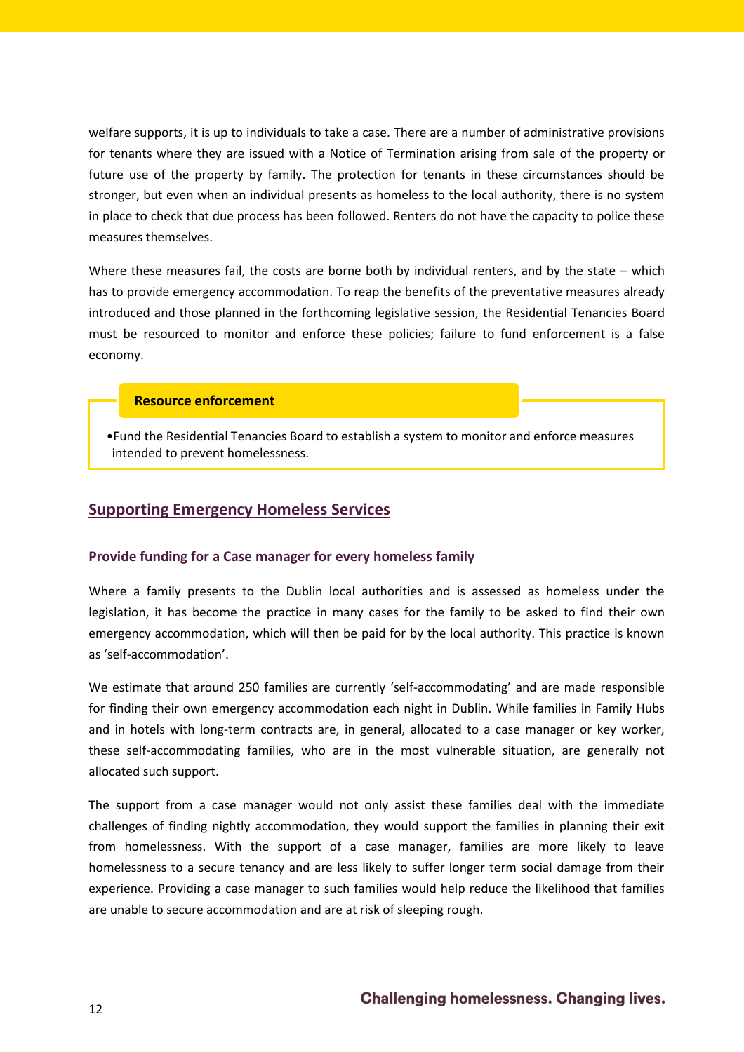welfare supports, it is up to individuals to take a case. There are a number of administrative provisions for tenants where they are issued with a Notice of Termination arising from sale of the property or future use of the property by family. The protection for tenants in these circumstances should be stronger, but even when an individual presents as homeless to the local authority, there is no system in place to check that due process has been followed. Renters do not have the capacity to police these measures themselves.

Where these measures fail, the costs are borne both by individual renters, and by the state – which has to provide emergency accommodation. To reap the benefits of the preventative measures already introduced and those planned in the forthcoming legislative session, the Residential Tenancies Board must be resourced to monitor and enforce these policies; failure to fund enforcement is a false economy.

**Resource enforcement**

- Fund the Residential Tenancies Board to establish a system to monitor and enforce measures intended to prevent homelessness.

## Supporting Emergency Homeless Services

### Provide funding for a Case manager for every homeless family

Where a family presents to the Dublin local authorities and is assessed as homeless under the legislation, it has become the practice in many cases for the family to be asked to find their own emergency accommodation, which will then be paid for by the local authority. This practice is known as 'self-accommodation'.

We estimate that around 250 families are currently 'self-accommodating' and are made responsible for finding their own emergency accommodation each night in Dublin. While families in Family Hubs and in hotels with long-term contracts are, in general, allocated to a case manager or key worker, these self-accommodating families, who are in the most vulnerable situation, are generally not allocated such support.

The support from a case manager would not only assist these families deal with the immediate challenges of finding nightly accommodation, they would support the families in planning their exit from homelessness. With the support of a case manager, families are more likely to leave homelessness to a secure tenancy and are less likely to suffer longer term social damage from their experience. Providing a case manager to such families would help reduce the likelihood that families are unable to secure accommodation and are at risk of sleeping rough.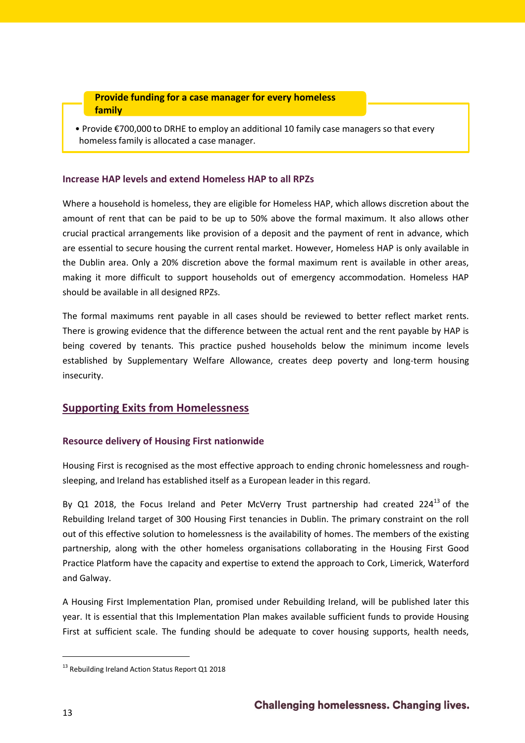**Provide funding for a case manager for every homeless family**

- Provide €700,000 to DRHE to employ an additional 10 family case managers so that every homeless family is allocated a case manager.

### Increase HAP levels and extend Homeless HAP to all RPZs

Where a household is homeless, they are eligible for Homeless HAP, which allows discretion about the amount of rent that can be paid to be up to 50% above the formal maximum. It also allows other crucial practical arrangements like provision of a deposit and the payment of rent in advance, which are essential to secure housing the current rental market. However, Homeless HAP is only available in the Dublin area. Only a 20% discretion above the formal maximum rent is available in other areas, making it more difficult to support households out of emergency accommodation. Homeless HAP should be available in all designed RPZs.

The formal maximums rent payable in all cases should be reviewed to better reflect market rents. There is growing evidence that the difference between the actual rent and the rent payable by HAP is being covered by tenants. This practice pushed households below the minimum income levels established by Supplementary Welfare Allowance, creates deep poverty and long-term housing insecurity.

## Supporting Exits from Homelessness

### Resource delivery of Housing First nationwide

Housing First is recognised as the most effective approach to ending chronic homelessness and rough-sleeping, and Ireland has established itself as a European leader in this regard.

By Q1 2018, the Focus Ireland and Peter McVerry Trust partnership had created 224[13] of the Rebuilding Ireland target of 300 Housing First tenancies in Dublin. The primary constraint on the roll out of this effective solution to homelessness is the availability of homes. The members of the existing partnership, along with the other homeless organisations collaborating in the Housing First Good Practice Platform have the capacity and expertise to extend the approach to Cork, Limerick, Waterford and Galway.

A Housing First Implementation Plan, promised under Rebuilding Ireland, will be published later this year. It is essential that this Implementation Plan makes available sufficient funds to provide Housing First at sufficient scale. The funding should be adequate to cover housing supports, health needs,

[13] Rebuilding Ireland Action Status Report Q1 2018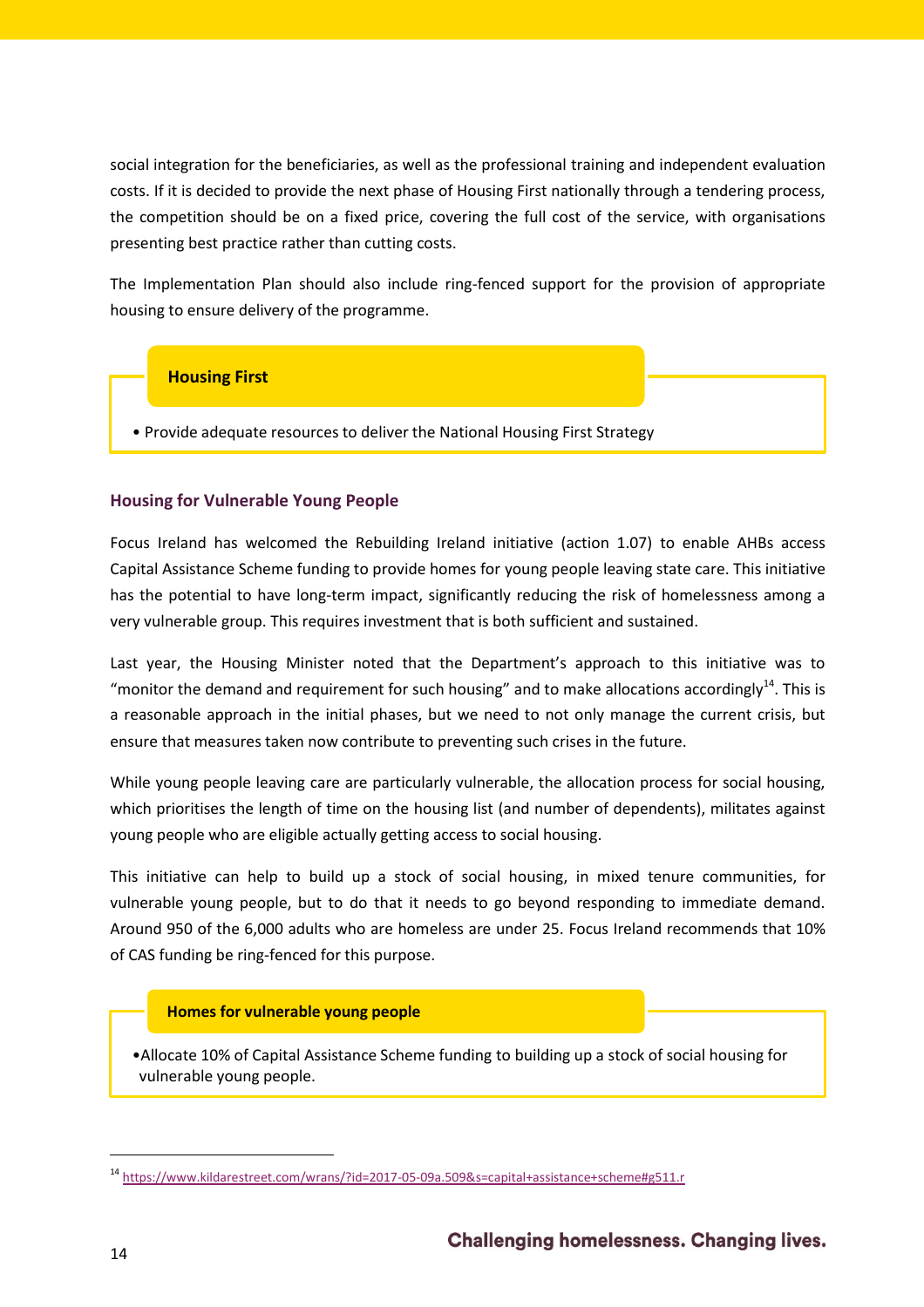social integration for the beneficiaries, as well as the professional training and independent evaluation costs. If it is decided to provide the next phase of Housing First nationally through a tendering process, the competition should be on a fixed price, covering the full cost of the service, with organisations presenting best practice rather than cutting costs.

The Implementation Plan should also include ring-fenced support for the provision of appropriate housing to ensure delivery of the programme.

> **Housing First**
>
> • Provide adequate resources to deliver the National Housing First Strategy

### Housing for Vulnerable Young People

Focus Ireland has welcomed the Rebuilding Ireland initiative (action 1.07) to enable AHBs access Capital Assistance Scheme funding to provide homes for young people leaving state care. This initiative has the potential to have long-term impact, significantly reducing the risk of homelessness among a very vulnerable group. This requires investment that is both sufficient and sustained.

Last year, the Housing Minister noted that the Department's approach to this initiative was to "monitor the demand and requirement for such housing" and to make allocations accordingly[14]. This is a reasonable approach in the initial phases, but we need to not only manage the current crisis, but ensure that measures taken now contribute to preventing such crises in the future.

While young people leaving care are particularly vulnerable, the allocation process for social housing, which prioritises the length of time on the housing list (and number of dependents), militates against young people who are eligible actually getting access to social housing.

This initiative can help to build up a stock of social housing, in mixed tenure communities, for vulnerable young people, but to do that it needs to go beyond responding to immediate demand. Around 950 of the 6,000 adults who are homeless are under 25. Focus Ireland recommends that 10% of CAS funding be ring-fenced for this purpose.

> **Homes for vulnerable young people**
>
> • Allocate 10% of Capital Assistance Scheme funding to building up a stock of social housing for vulnerable young people.

[14] https://www.kildarestreet.com/wrans/?id=2017-05-09a.509&s=capital+assistance+scheme#g511.r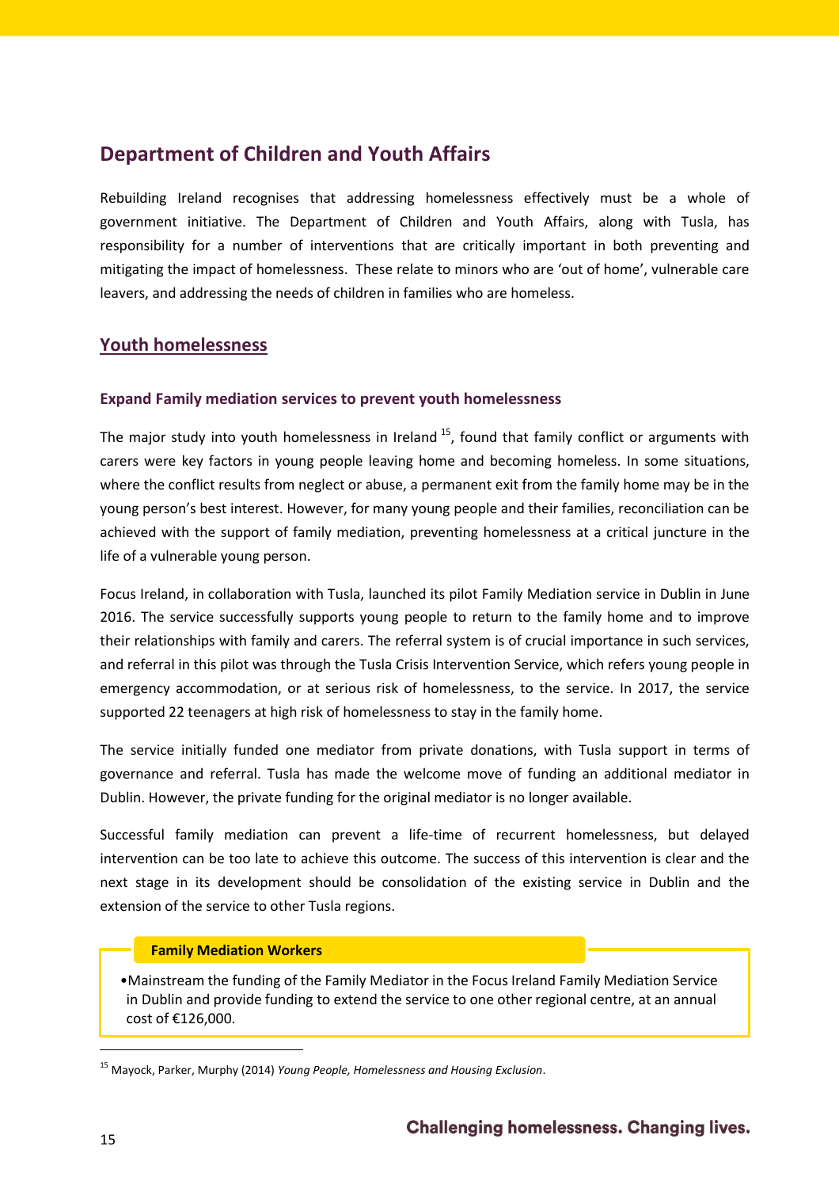## Department of Children and Youth Affairs

Rebuilding Ireland recognises that addressing homelessness effectively must be a whole of government initiative. The Department of Children and Youth Affairs, along with Tusla, has responsibility for a number of interventions that are critically important in both preventing and mitigating the impact of homelessness. These relate to minors who are 'out of home', vulnerable care leavers, and addressing the needs of children in families who are homeless.

### Youth homelessness

#### Expand Family mediation services to prevent youth homelessness

The major study into youth homelessness in Ireland [15], found that family conflict or arguments with carers were key factors in young people leaving home and becoming homeless. In some situations, where the conflict results from neglect or abuse, a permanent exit from the family home may be in the young person's best interest. However, for many young people and their families, reconciliation can be achieved with the support of family mediation, preventing homelessness at a critical juncture in the life of a vulnerable young person.

Focus Ireland, in collaboration with Tusla, launched its pilot Family Mediation service in Dublin in June 2016. The service successfully supports young people to return to the family home and to improve their relationships with family and carers. The referral system is of crucial importance in such services, and referral in this pilot was through the Tusla Crisis Intervention Service, which refers young people in emergency accommodation, or at serious risk of homelessness, to the service. In 2017, the service supported 22 teenagers at high risk of homelessness to stay in the family home.

The service initially funded one mediator from private donations, with Tusla support in terms of governance and referral. Tusla has made the welcome move of funding an additional mediator in Dublin. However, the private funding for the original mediator is no longer available.

Successful family mediation can prevent a life-time of recurrent homelessness, but delayed intervention can be too late to achieve this outcome. The success of this intervention is clear and the next stage in its development should be consolidation of the existing service in Dublin and the extension of the service to other Tusla regions.

**Family Mediation Workers**

- Mainstream the funding of the Family Mediator in the Focus Ireland Family Mediation Service in Dublin and provide funding to extend the service to one other regional centre, at an annual cost of €126,000.

[15] Mayock, Parker, Murphy (2014) *Young People, Homelessness and Housing Exclusion*.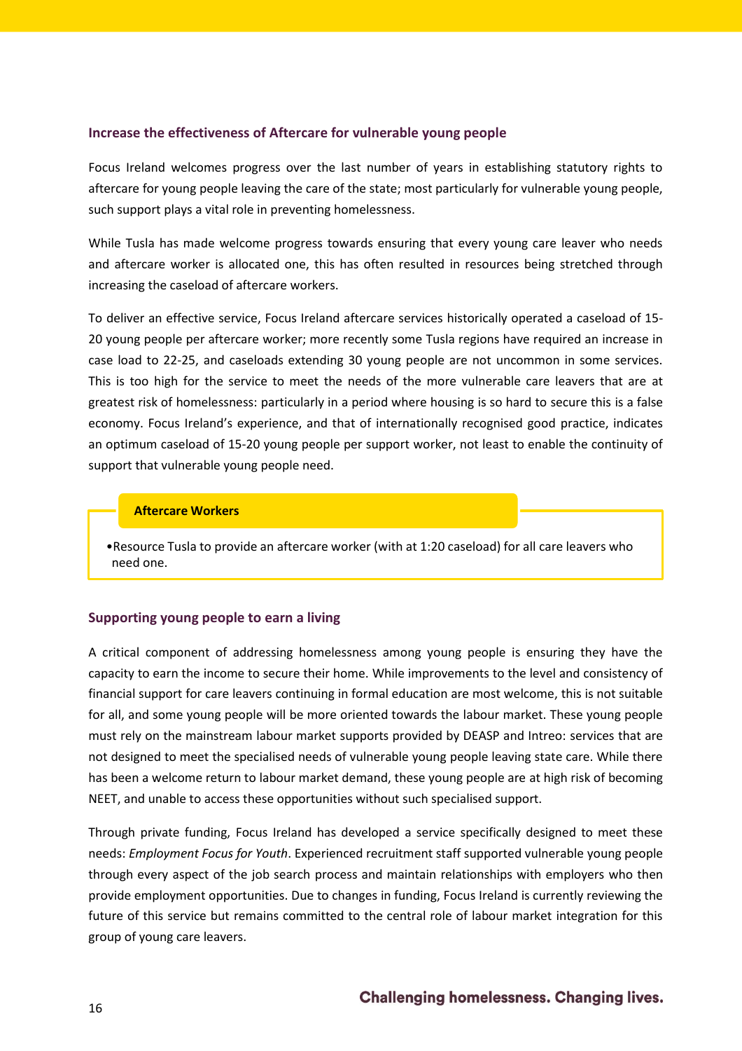### Increase the effectiveness of Aftercare for vulnerable young people

Focus Ireland welcomes progress over the last number of years in establishing statutory rights to aftercare for young people leaving the care of the state; most particularly for vulnerable young people, such support plays a vital role in preventing homelessness.

While Tusla has made welcome progress towards ensuring that every young care leaver who needs and aftercare worker is allocated one, this has often resulted in resources being stretched through increasing the caseload of aftercare workers.

To deliver an effective service, Focus Ireland aftercare services historically operated a caseload of 15-20 young people per aftercare worker; more recently some Tusla regions have required an increase in case load to 22-25, and caseloads extending 30 young people are not uncommon in some services. This is too high for the service to meet the needs of the more vulnerable care leavers that are at greatest risk of homelessness: particularly in a period where housing is so hard to secure this is a false economy. Focus Ireland's experience, and that of internationally recognised good practice, indicates an optimum caseload of 15-20 young people per support worker, not least to enable the continuity of support that vulnerable young people need.

**Aftercare Workers**

- Resource Tusla to provide an aftercare worker (with at 1:20 caseload) for all care leavers who need one.

### Supporting young people to earn a living

A critical component of addressing homelessness among young people is ensuring they have the capacity to earn the income to secure their home. While improvements to the level and consistency of financial support for care leavers continuing in formal education are most welcome, this is not suitable for all, and some young people will be more oriented towards the labour market. These young people must rely on the mainstream labour market supports provided by DEASP and Intreo: services that are not designed to meet the specialised needs of vulnerable young people leaving state care. While there has been a welcome return to labour market demand, these young people are at high risk of becoming NEET, and unable to access these opportunities without such specialised support.

Through private funding, Focus Ireland has developed a service specifically designed to meet these needs: *Employment Focus for Youth*. Experienced recruitment staff supported vulnerable young people through every aspect of the job search process and maintain relationships with employers who then provide employment opportunities. Due to changes in funding, Focus Ireland is currently reviewing the future of this service but remains committed to the central role of labour market integration for this group of young care leavers.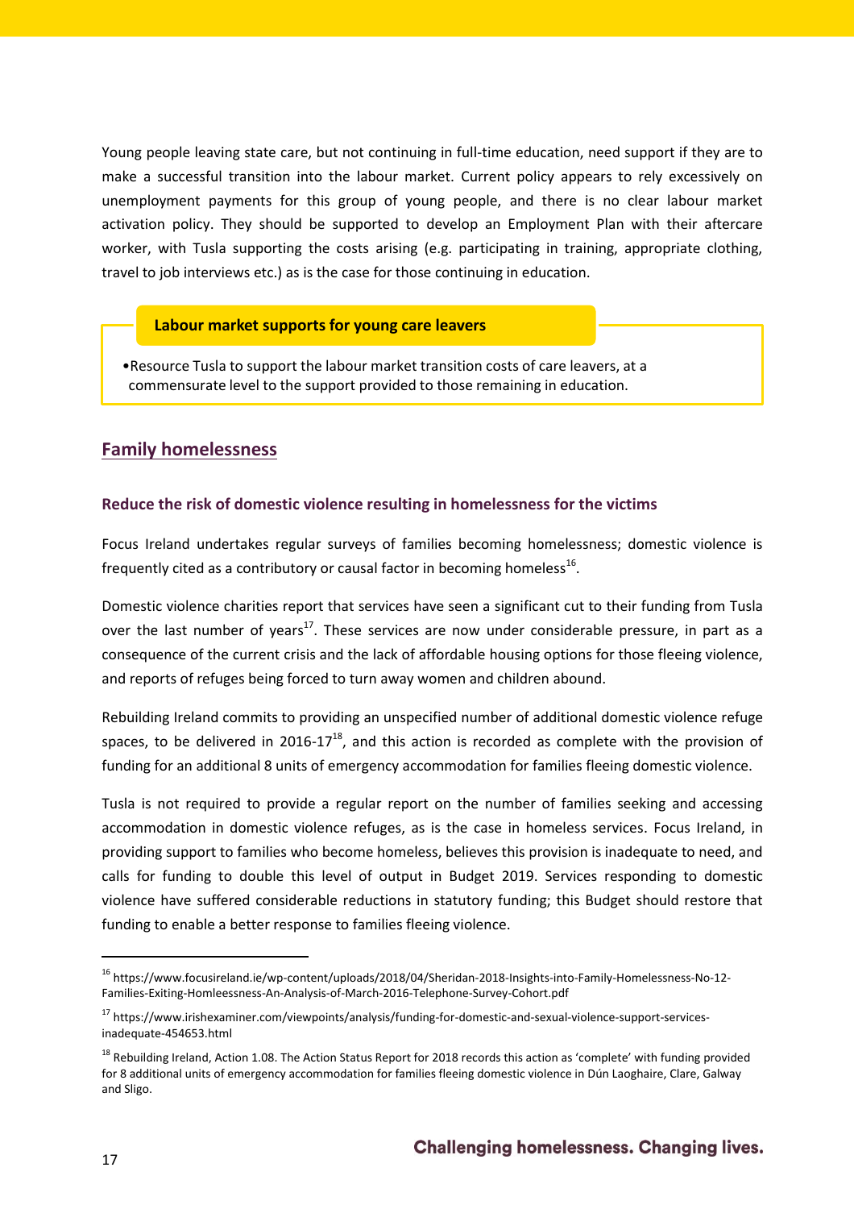Young people leaving state care, but not continuing in full-time education, need support if they are to make a successful transition into the labour market. Current policy appears to rely excessively on unemployment payments for this group of young people, and there is no clear labour market activation policy. They should be supported to develop an Employment Plan with their aftercare worker, with Tusla supporting the costs arising (e.g. participating in training, appropriate clothing, travel to job interviews etc.) as is the case for those continuing in education.

**Labour market supports for young care leavers**

- Resource Tusla to support the labour market transition costs of care leavers, at a commensurate level to the support provided to those remaining in education.

## Family homelessness

### Reduce the risk of domestic violence resulting in homelessness for the victims

Focus Ireland undertakes regular surveys of families becoming homelessness; domestic violence is frequently cited as a contributory or causal factor in becoming homeless[16].

Domestic violence charities report that services have seen a significant cut to their funding from Tusla over the last number of years[17]. These services are now under considerable pressure, in part as a consequence of the current crisis and the lack of affordable housing options for those fleeing violence, and reports of refuges being forced to turn away women and children abound.

Rebuilding Ireland commits to providing an unspecified number of additional domestic violence refuge spaces, to be delivered in 2016-17[18], and this action is recorded as complete with the provision of funding for an additional 8 units of emergency accommodation for families fleeing domestic violence.

Tusla is not required to provide a regular report on the number of families seeking and accessing accommodation in domestic violence refuges, as is the case in homeless services. Focus Ireland, in providing support to families who become homeless, believes this provision is inadequate to need, and calls for funding to double this level of output in Budget 2019. Services responding to domestic violence have suffered considerable reductions in statutory funding; this Budget should restore that funding to enable a better response to families fleeing violence.

---

[16] https://www.focusireland.ie/wp-content/uploads/2018/04/Sheridan-2018-Insights-into-Family-Homelessness-No-12-Families-Exiting-Homleessness-An-Analysis-of-March-2016-Telephone-Survey-Cohort.pdf

[17] https://www.irishexaminer.com/viewpoints/analysis/funding-for-domestic-and-sexual-violence-support-services-inadequate-454653.html

[18] Rebuilding Ireland, Action 1.08. The Action Status Report for 2018 records this action as 'complete' with funding provided for 8 additional units of emergency accommodation for families fleeing domestic violence in Dún Laoghaire, Clare, Galway and Sligo.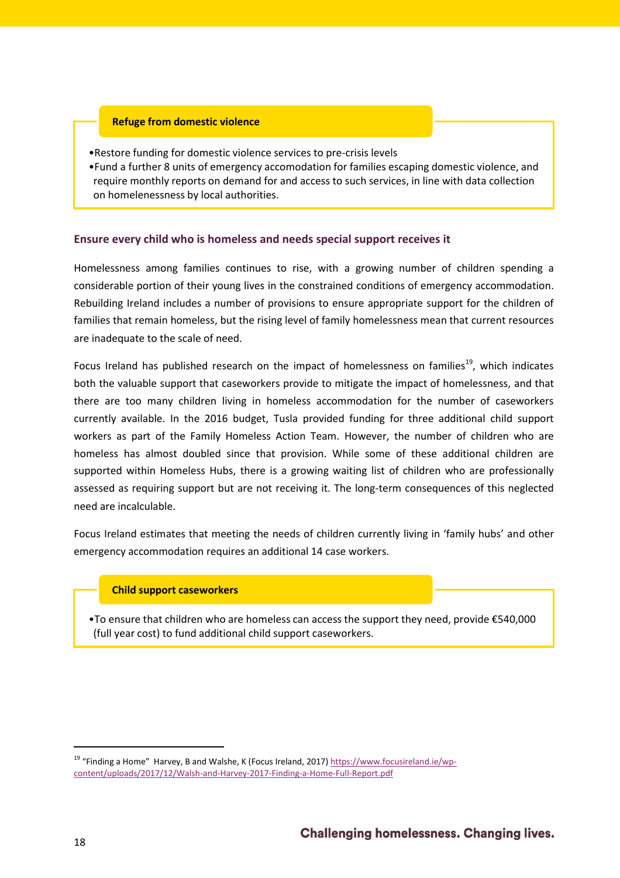**Refuge from domestic violence**

- Restore funding for domestic violence services to pre-crisis levels
- Fund a further 8 units of emergency accomodation for families escaping domestic violence, and require monthly reports on demand for and access to such services, in line with data collection on homelenessness by local authorities.

### Ensure every child who is homeless and needs special support receives it

Homelessness among families continues to rise, with a growing number of children spending a considerable portion of their young lives in the constrained conditions of emergency accommodation. Rebuilding Ireland includes a number of provisions to ensure appropriate support for the children of families that remain homeless, but the rising level of family homelessness mean that current resources are inadequate to the scale of need.

Focus Ireland has published research on the impact of homelessness on families[19], which indicates both the valuable support that caseworkers provide to mitigate the impact of homelessness, and that there are too many children living in homeless accommodation for the number of caseworkers currently available. In the 2016 budget, Tusla provided funding for three additional child support workers as part of the Family Homeless Action Team. However, the number of children who are homeless has almost doubled since that provision. While some of these additional children are supported within Homeless Hubs, there is a growing waiting list of children who are professionally assessed as requiring support but are not receiving it. The long-term consequences of this neglected need are incalculable.

Focus Ireland estimates that meeting the needs of children currently living in 'family hubs' and other emergency accommodation requires an additional 14 case workers.

**Child support caseworkers**

- To ensure that children who are homeless can access the support they need, provide €540,000 (full year cost) to fund additional child support caseworkers.

[19] "Finding a Home" Harvey, B and Walshe, K (Focus Ireland, 2017) https://www.focusireland.ie/wp-content/uploads/2017/12/Walsh-and-Harvey-2017-Finding-a-Home-Full-Report.pdf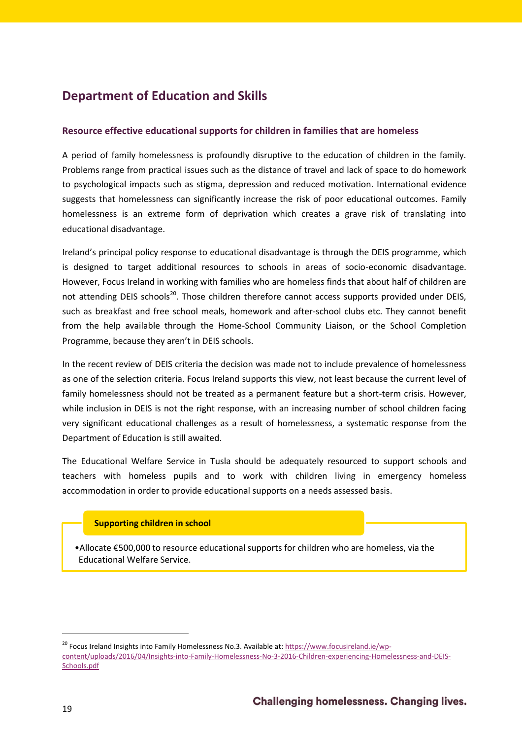## Department of Education and Skills

### Resource effective educational supports for children in families that are homeless

A period of family homelessness is profoundly disruptive to the education of children in the family. Problems range from practical issues such as the distance of travel and lack of space to do homework to psychological impacts such as stigma, depression and reduced motivation. International evidence suggests that homelessness can significantly increase the risk of poor educational outcomes. Family homelessness is an extreme form of deprivation which creates a grave risk of translating into educational disadvantage.

Ireland's principal policy response to educational disadvantage is through the DEIS programme, which is designed to target additional resources to schools in areas of socio-economic disadvantage. However, Focus Ireland in working with families who are homeless finds that about half of children are not attending DEIS schools[20]. Those children therefore cannot access supports provided under DEIS, such as breakfast and free school meals, homework and after-school clubs etc. They cannot benefit from the help available through the Home-School Community Liaison, or the School Completion Programme, because they aren't in DEIS schools.

In the recent review of DEIS criteria the decision was made not to include prevalence of homelessness as one of the selection criteria. Focus Ireland supports this view, not least because the current level of family homelessness should not be treated as a permanent feature but a short-term crisis. However, while inclusion in DEIS is not the right response, with an increasing number of school children facing very significant educational challenges as a result of homelessness, a systematic response from the Department of Education is still awaited.

The Educational Welfare Service in Tusla should be adequately resourced to support schools and teachers with homeless pupils and to work with children living in emergency homeless accommodation in order to provide educational supports on a needs assessed basis.

**Supporting children in school**

- Allocate €500,000 to resource educational supports for children who are homeless, via the Educational Welfare Service.

---

[20] Focus Ireland Insights into Family Homelessness No.3. Available at: https://www.focusireland.ie/wp-content/uploads/2016/04/Insights-into-Family-Homelessness-No-3-2016-Children-experiencing-Homelessness-and-DEIS-Schools.pdf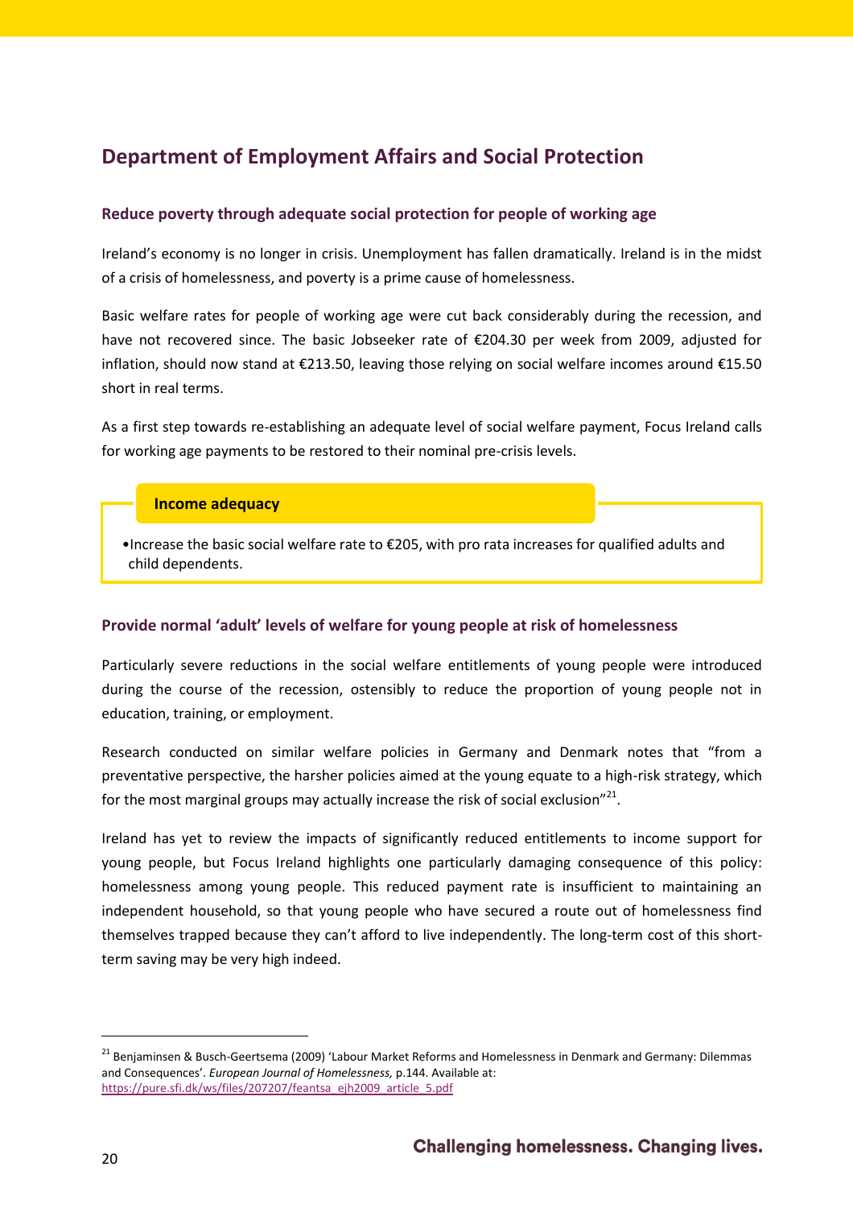## Department of Employment Affairs and Social Protection

### Reduce poverty through adequate social protection for people of working age

Ireland's economy is no longer in crisis. Unemployment has fallen dramatically. Ireland is in the midst of a crisis of homelessness, and poverty is a prime cause of homelessness.

Basic welfare rates for people of working age were cut back considerably during the recession, and have not recovered since. The basic Jobseeker rate of €204.30 per week from 2009, adjusted for inflation, should now stand at €213.50, leaving those relying on social welfare incomes around €15.50 short in real terms.

As a first step towards re-establishing an adequate level of social welfare payment, Focus Ireland calls for working age payments to be restored to their nominal pre-crisis levels.

**Income adequacy**

- Increase the basic social welfare rate to €205, with pro rata increases for qualified adults and child dependents.

### Provide normal 'adult' levels of welfare for young people at risk of homelessness

Particularly severe reductions in the social welfare entitlements of young people were introduced during the course of the recession, ostensibly to reduce the proportion of young people not in education, training, or employment.

Research conducted on similar welfare policies in Germany and Denmark notes that "from a preventative perspective, the harsher policies aimed at the young equate to a high-risk strategy, which for the most marginal groups may actually increase the risk of social exclusion"[21].

Ireland has yet to review the impacts of significantly reduced entitlements to income support for young people, but Focus Ireland highlights one particularly damaging consequence of this policy: homelessness among young people. This reduced payment rate is insufficient to maintaining an independent household, so that young people who have secured a route out of homelessness find themselves trapped because they can't afford to live independently. The long-term cost of this short-term saving may be very high indeed.

---

[21] Benjaminsen & Busch-Geertsema (2009) 'Labour Market Reforms and Homelessness in Denmark and Germany: Dilemmas and Consequences'. *European Journal of Homelessness,* p.144. Available at: https://pure.sfi.dk/ws/files/207207/feantsa_ejh2009_article_5.pdf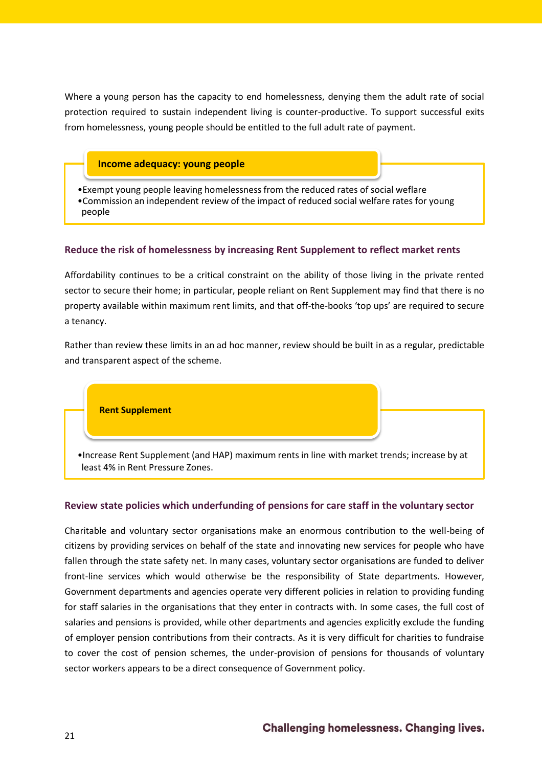Where a young person has the capacity to end homelessness, denying them the adult rate of social protection required to sustain independent living is counter-productive. To support successful exits from homelessness, young people should be entitled to the full adult rate of payment.

**Income adequacy: young people**

- Exempt young people leaving homelessness from the reduced rates of social welfare
- Commission an independent review of the impact of reduced social welfare rates for young people

### Reduce the risk of homelessness by increasing Rent Supplement to reflect market rents

Affordability continues to be a critical constraint on the ability of those living in the private rented sector to secure their home; in particular, people reliant on Rent Supplement may find that there is no property available within maximum rent limits, and that off-the-books 'top ups' are required to secure a tenancy.

Rather than review these limits in an ad hoc manner, review should be built in as a regular, predictable and transparent aspect of the scheme.

**Rent Supplement**

- Increase Rent Supplement (and HAP) maximum rents in line with market trends; increase by at least 4% in Rent Pressure Zones.

### Review state policies which underfunding of pensions for care staff in the voluntary sector

Charitable and voluntary sector organisations make an enormous contribution to the well-being of citizens by providing services on behalf of the state and innovating new services for people who have fallen through the state safety net. In many cases, voluntary sector organisations are funded to deliver front-line services which would otherwise be the responsibility of State departments. However, Government departments and agencies operate very different policies in relation to providing funding for staff salaries in the organisations that they enter in contracts with. In some cases, the full cost of salaries and pensions is provided, while other departments and agencies explicitly exclude the funding of employer pension contributions from their contracts. As it is very difficult for charities to fundraise to cover the cost of pension schemes, the under-provision of pensions for thousands of voluntary sector workers appears to be a direct consequence of Government policy.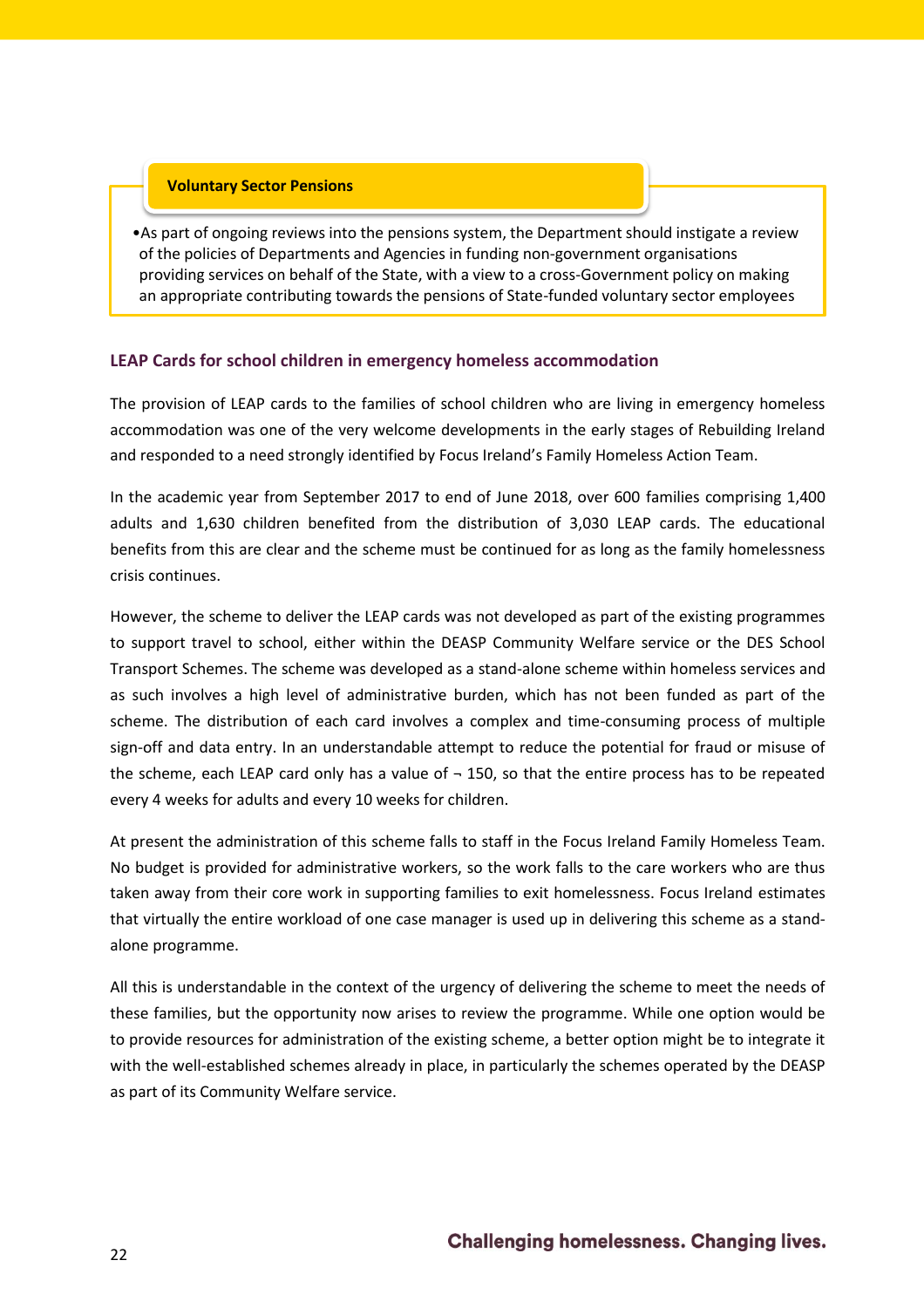**Voluntary Sector Pensions**

- As part of ongoing reviews into the pensions system, the Department should instigate a review of the policies of Departments and Agencies in funding non-government organisations providing services on behalf of the State, with a view to a cross-Government policy on making an appropriate contributing towards the pensions of State-funded voluntary sector employees

### LEAP Cards for school children in emergency homeless accommodation

The provision of LEAP cards to the families of school children who are living in emergency homeless accommodation was one of the very welcome developments in the early stages of Rebuilding Ireland and responded to a need strongly identified by Focus Ireland's Family Homeless Action Team.

In the academic year from September 2017 to end of June 2018, over 600 families comprising 1,400 adults and 1,630 children benefited from the distribution of 3,030 LEAP cards. The educational benefits from this are clear and the scheme must be continued for as long as the family homelessness crisis continues.

However, the scheme to deliver the LEAP cards was not developed as part of the existing programmes to support travel to school, either within the DEASP Community Welfare service or the DES School Transport Schemes. The scheme was developed as a stand-alone scheme within homeless services and as such involves a high level of administrative burden, which has not been funded as part of the scheme. The distribution of each card involves a complex and time-consuming process of multiple sign-off and data entry. In an understandable attempt to reduce the potential for fraud or misuse of the scheme, each LEAP card only has a value of ¬ 150, so that the entire process has to be repeated every 4 weeks for adults and every 10 weeks for children.

At present the administration of this scheme falls to staff in the Focus Ireland Family Homeless Team. No budget is provided for administrative workers, so the work falls to the care workers who are thus taken away from their core work in supporting families to exit homelessness. Focus Ireland estimates that virtually the entire workload of one case manager is used up in delivering this scheme as a stand-alone programme.

All this is understandable in the context of the urgency of delivering the scheme to meet the needs of these families, but the opportunity now arises to review the programme. While one option would be to provide resources for administration of the existing scheme, a better option might be to integrate it with the well-established schemes already in place, in particularly the schemes operated by the DEASP as part of its Community Welfare service.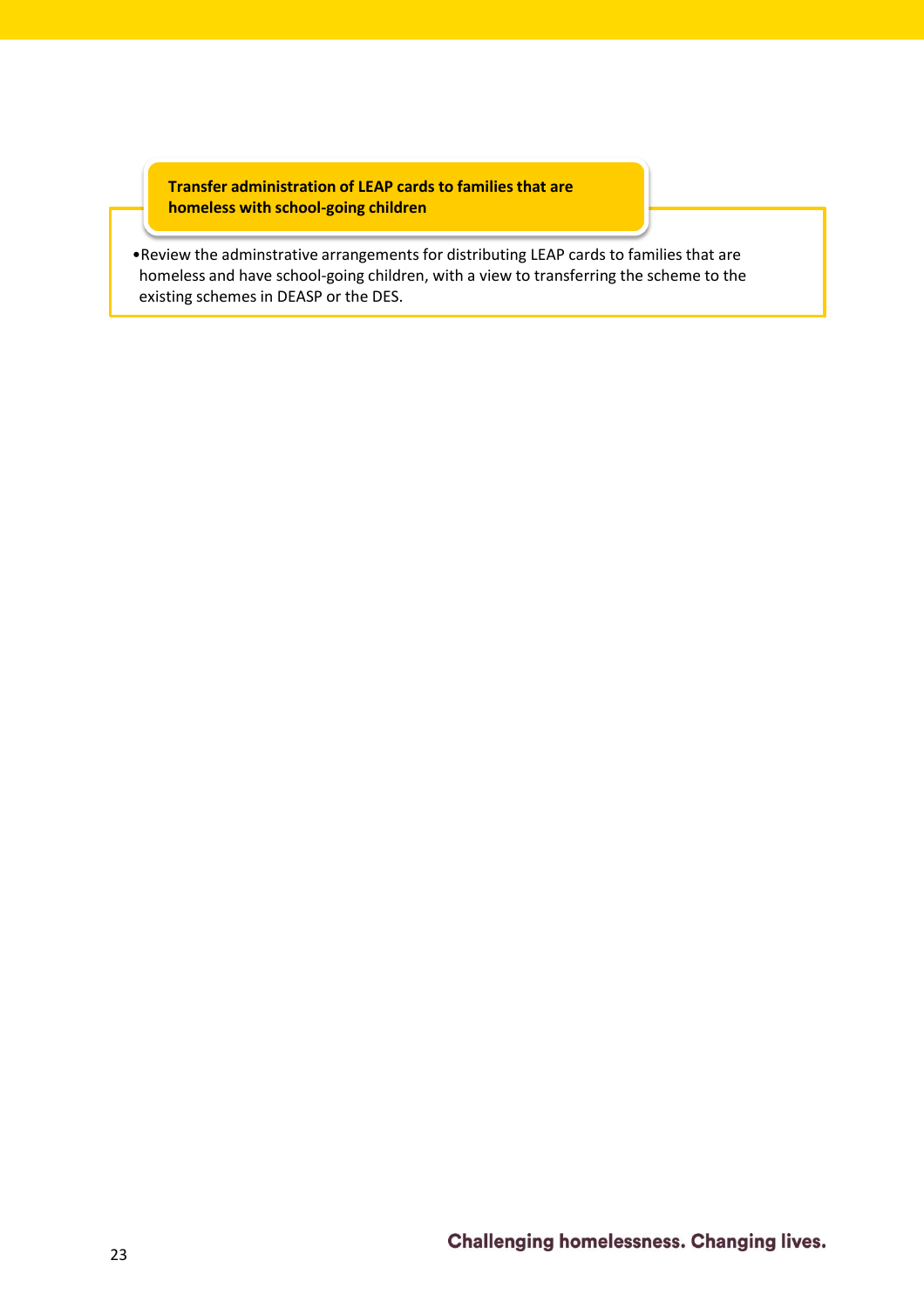**Transfer administration of LEAP cards to families that are homeless with school-going children**

- Review the adminstrative arrangements for distributing LEAP cards to families that are homeless and have school-going children, with a view to transferring the scheme to the existing schemes in DEASP or the DES.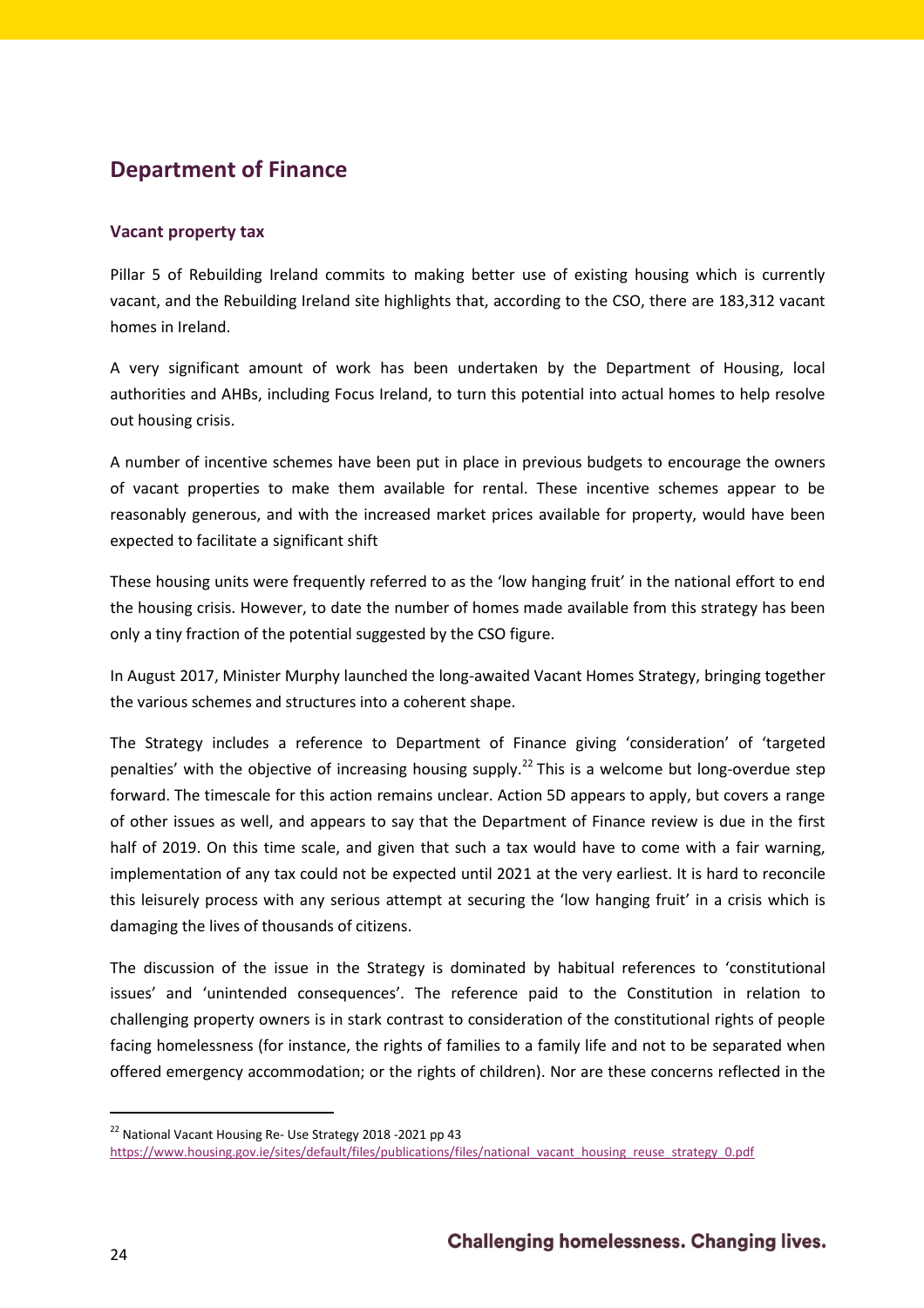## Department of Finance

### Vacant property tax

Pillar 5 of Rebuilding Ireland commits to making better use of existing housing which is currently vacant, and the Rebuilding Ireland site highlights that, according to the CSO, there are 183,312 vacant homes in Ireland.

A very significant amount of work has been undertaken by the Department of Housing, local authorities and AHBs, including Focus Ireland, to turn this potential into actual homes to help resolve out housing crisis.

A number of incentive schemes have been put in place in previous budgets to encourage the owners of vacant properties to make them available for rental. These incentive schemes appear to be reasonably generous, and with the increased market prices available for property, would have been expected to facilitate a significant shift

These housing units were frequently referred to as the 'low hanging fruit' in the national effort to end the housing crisis. However, to date the number of homes made available from this strategy has been only a tiny fraction of the potential suggested by the CSO figure.

In August 2017, Minister Murphy launched the long-awaited Vacant Homes Strategy, bringing together the various schemes and structures into a coherent shape.

The Strategy includes a reference to Department of Finance giving 'consideration' of 'targeted penalties' with the objective of increasing housing supply.[22] This is a welcome but long-overdue step forward. The timescale for this action remains unclear. Action 5D appears to apply, but covers a range of other issues as well, and appears to say that the Department of Finance review is due in the first half of 2019. On this time scale, and given that such a tax would have to come with a fair warning, implementation of any tax could not be expected until 2021 at the very earliest. It is hard to reconcile this leisurely process with any serious attempt at securing the 'low hanging fruit' in a crisis which is damaging the lives of thousands of citizens.

The discussion of the issue in the Strategy is dominated by habitual references to 'constitutional issues' and 'unintended consequences'. The reference paid to the Constitution in relation to challenging property owners is in stark contrast to consideration of the constitutional rights of people facing homelessness (for instance, the rights of families to a family life and not to be separated when offered emergency accommodation; or the rights of children). Nor are these concerns reflected in the

---

[22] National Vacant Housing Re- Use Strategy 2018 -2021 pp 43 https://www.housing.gov.ie/sites/default/files/publications/files/national_vacant_housing_reuse_strategy_0.pdf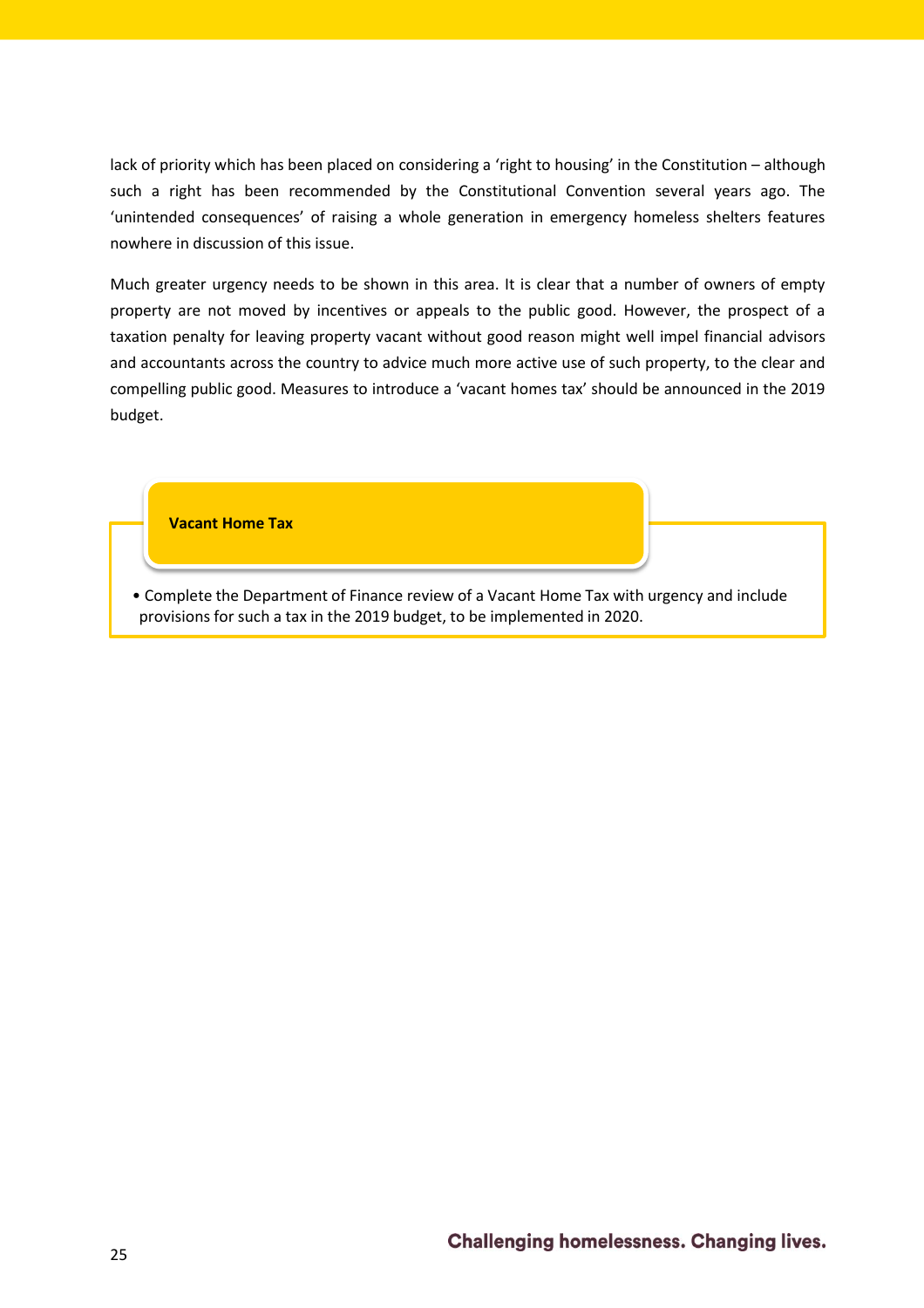lack of priority which has been placed on considering a 'right to housing' in the Constitution – although such a right has been recommended by the Constitutional Convention several years ago. The 'unintended consequences' of raising a whole generation in emergency homeless shelters features nowhere in discussion of this issue.

Much greater urgency needs to be shown in this area. It is clear that a number of owners of empty property are not moved by incentives or appeals to the public good. However, the prospect of a taxation penalty for leaving property vacant without good reason might well impel financial advisors and accountants across the country to advice much more active use of such property, to the clear and compelling public good. Measures to introduce a 'vacant homes tax' should be announced in the 2019 budget.

**Vacant Home Tax**

- Complete the Department of Finance review of a Vacant Home Tax with urgency and include provisions for such a tax in the 2019 budget, to be implemented in 2020.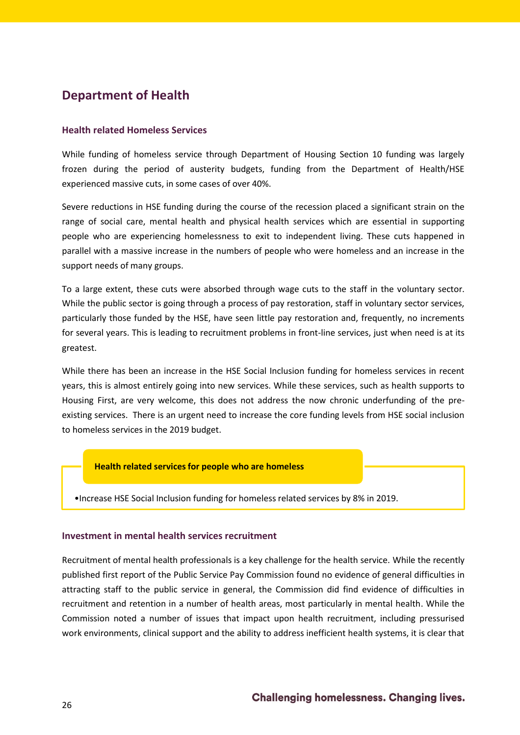## Department of Health

### Health related Homeless Services

While funding of homeless service through Department of Housing Section 10 funding was largely frozen during the period of austerity budgets, funding from the Department of Health/HSE experienced massive cuts, in some cases of over 40%.

Severe reductions in HSE funding during the course of the recession placed a significant strain on the range of social care, mental health and physical health services which are essential in supporting people who are experiencing homelessness to exit to independent living. These cuts happened in parallel with a massive increase in the numbers of people who were homeless and an increase in the support needs of many groups.

To a large extent, these cuts were absorbed through wage cuts to the staff in the voluntary sector. While the public sector is going through a process of pay restoration, staff in voluntary sector services, particularly those funded by the HSE, have seen little pay restoration and, frequently, no increments for several years. This is leading to recruitment problems in front-line services, just when need is at its greatest.

While there has been an increase in the HSE Social Inclusion funding for homeless services in recent years, this is almost entirely going into new services. While these services, such as health supports to Housing First, are very welcome, this does not address the now chronic underfunding of the pre-existing services. There is an urgent need to increase the core funding levels from HSE social inclusion to homeless services in the 2019 budget.

**Health related services for people who are homeless**

- Increase HSE Social Inclusion funding for homeless related services by 8% in 2019.

### Investment in mental health services recruitment

Recruitment of mental health professionals is a key challenge for the health service. While the recently published first report of the Public Service Pay Commission found no evidence of general difficulties in attracting staff to the public service in general, the Commission did find evidence of difficulties in recruitment and retention in a number of health areas, most particularly in mental health. While the Commission noted a number of issues that impact upon health recruitment, including pressurised work environments, clinical support and the ability to address inefficient health systems, it is clear that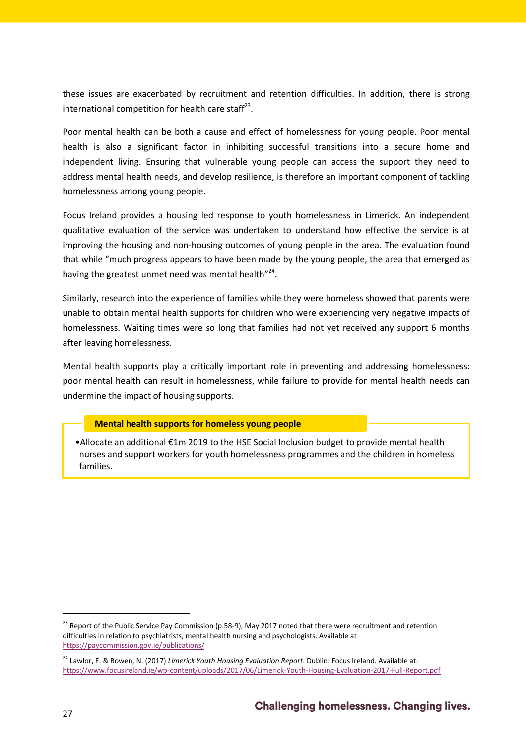these issues are exacerbated by recruitment and retention difficulties. In addition, there is strong international competition for health care staff[23].

Poor mental health can be both a cause and effect of homelessness for young people. Poor mental health is also a significant factor in inhibiting successful transitions into a secure home and independent living. Ensuring that vulnerable young people can access the support they need to address mental health needs, and develop resilience, is therefore an important component of tackling homelessness among young people.

Focus Ireland provides a housing led response to youth homelessness in Limerick. An independent qualitative evaluation of the service was undertaken to understand how effective the service is at improving the housing and non-housing outcomes of young people in the area. The evaluation found that while "much progress appears to have been made by the young people, the area that emerged as having the greatest unmet need was mental health"[24].

Similarly, research into the experience of families while they were homeless showed that parents were unable to obtain mental health supports for children who were experiencing very negative impacts of homelessness. Waiting times were so long that families had not yet received any support 6 months after leaving homelessness.

Mental health supports play a critically important role in preventing and addressing homelessness: poor mental health can result in homelessness, while failure to provide for mental health needs can undermine the impact of housing supports.

**Mental health supports for homeless young people**

- Allocate an additional €1m 2019 to the HSE Social Inclusion budget to provide mental health nurses and support workers for youth homelessness programmes and the children in homeless families.

---

[23] Report of the Public Service Pay Commission (p.58-9), May 2017 noted that there were recruitment and retention difficulties in relation to psychiatrists, mental health nursing and psychologists. Available at https://paycommission.gov.ie/publications/

[24] Lawlor, E. & Bowen, N. (2017) *Limerick Youth Housing Evaluation Report*. Dublin: Focus Ireland. Available at: https://www.focusireland.ie/wp-content/uploads/2017/06/Limerick-Youth-Housing-Evaluation-2017-Full-Report.pdf